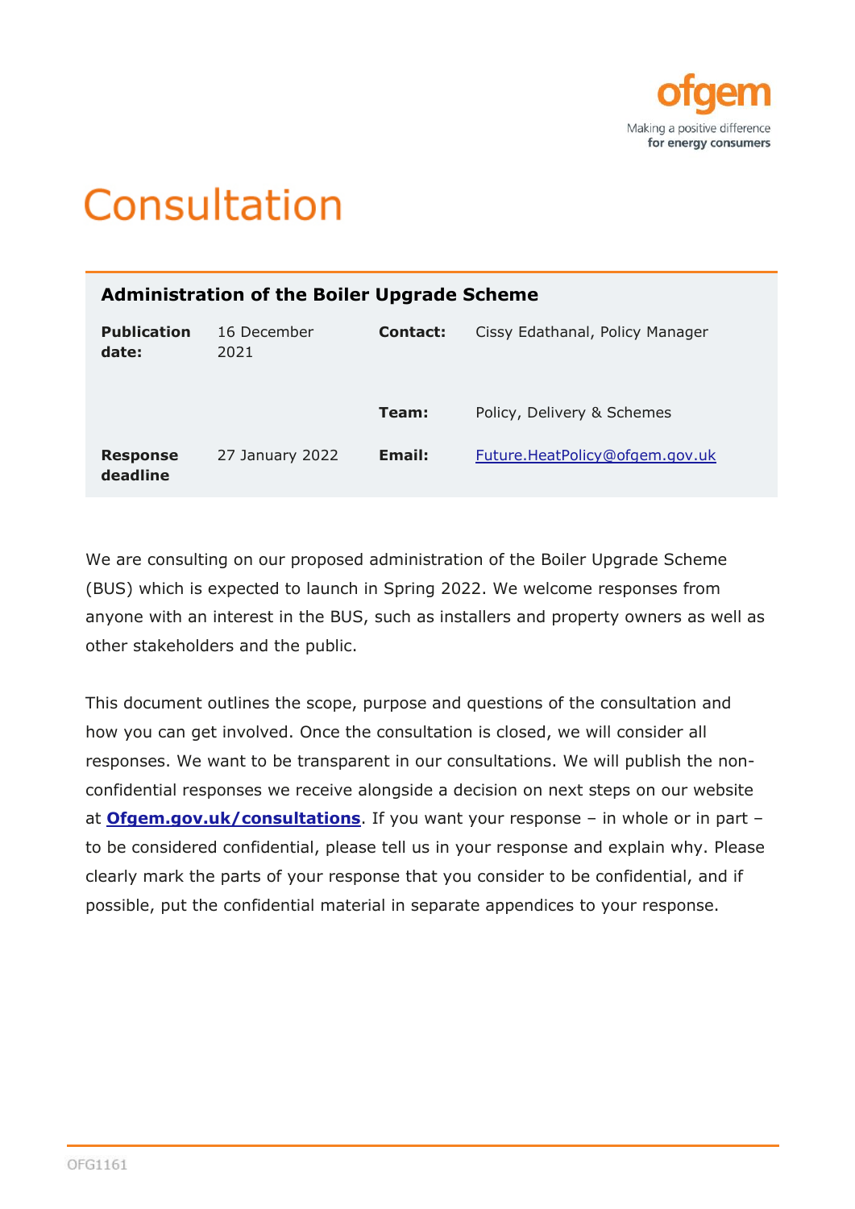ofgem

Making a positive difference
**for energy consumers**

# Consultation

| **Administration of the Boiler Upgrade Scheme** | | | |
|---|---|---|---|
| **Publication date:** | 16 December 2021 | **Contact:** | Cissy Edathanal, Policy Manager |
| | | **Team:** | Policy, Delivery & Schemes |
| **Response deadline** | 27 January 2022 | **Email:** | Future.HeatPolicy@ofgem.gov.uk |

We are consulting on our proposed administration of the Boiler Upgrade Scheme (BUS) which is expected to launch in Spring 2022. We welcome responses from anyone with an interest in the BUS, such as installers and property owners as well as other stakeholders and the public.

This document outlines the scope, purpose and questions of the consultation and how you can get involved. Once the consultation is closed, we will consider all responses. We want to be transparent in our consultations. We will publish the non-confidential responses we receive alongside a decision on next steps on our website at **Ofgem.gov.uk/consultations**. If you want your response – in whole or in part – to be considered confidential, please tell us in your response and explain why. Please clearly mark the parts of your response that you consider to be confidential, and if possible, put the confidential material in separate appendices to your response.

OFG1161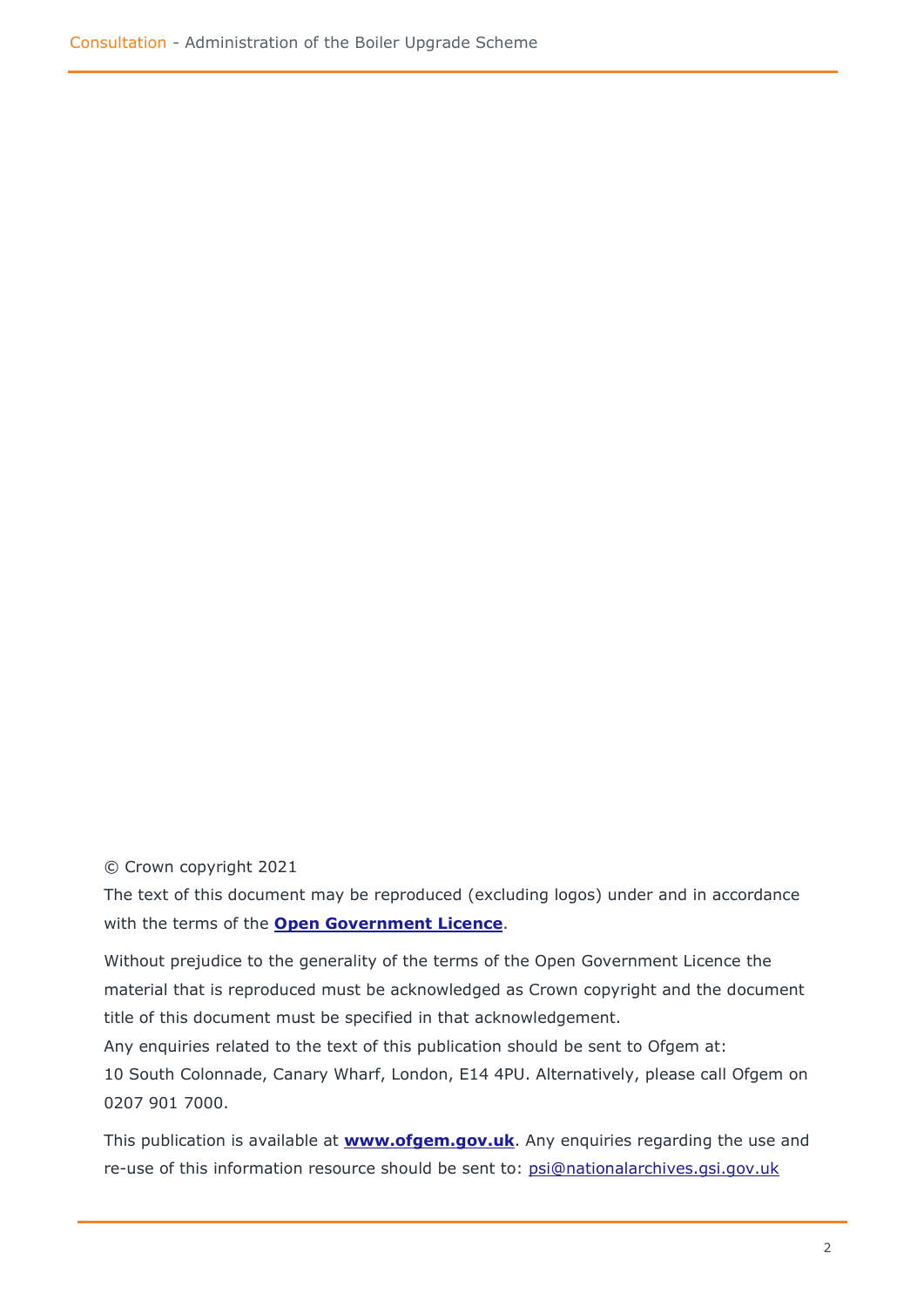© Crown copyright 2021

The text of this document may be reproduced (excluding logos) under and in accordance with the terms of the **Open Government Licence**.

Without prejudice to the generality of the terms of the Open Government Licence the material that is reproduced must be acknowledged as Crown copyright and the document title of this document must be specified in that acknowledgement.

Any enquiries related to the text of this publication should be sent to Ofgem at: 10 South Colonnade, Canary Wharf, London, E14 4PU. Alternatively, please call Ofgem on 0207 901 7000.

This publication is available at **www.ofgem.gov.uk**. Any enquiries regarding the use and re-use of this information resource should be sent to: psi@nationalarchives.gsi.gov.uk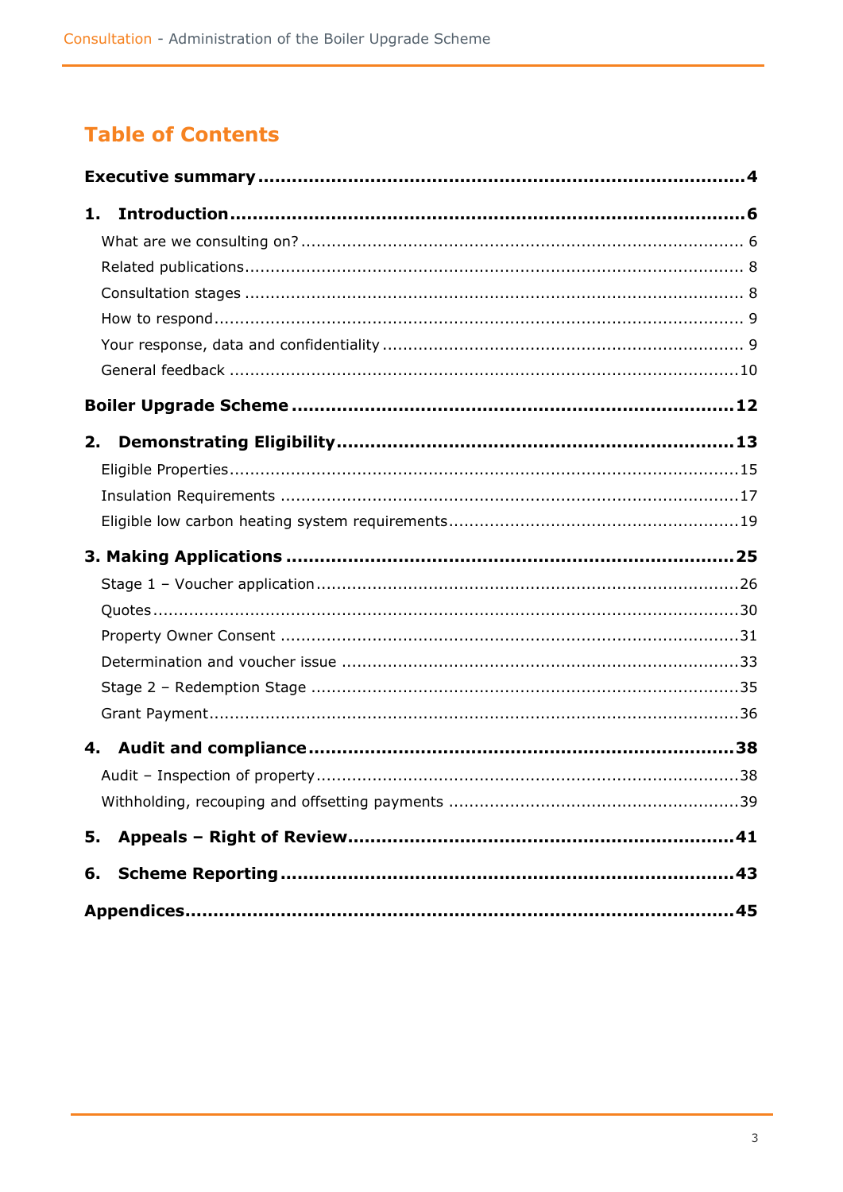# Table of Contents

**Executive summary** .... 4

**1. Introduction** .... 6

- What are we consulting on? .... 6
- Related publications .... 8
- Consultation stages .... 8
- How to respond .... 9
- Your response, data and confidentiality .... 9
- General feedback .... 10

**Boiler Upgrade Scheme** .... 12

**2. Demonstrating Eligibility** .... 13

- Eligible Properties .... 15
- Insulation Requirements .... 17
- Eligible low carbon heating system requirements .... 19

**3. Making Applications** .... 25

- Stage 1 – Voucher application .... 26
- Quotes .... 30
- Property Owner Consent .... 31
- Determination and voucher issue .... 33
- Stage 2 – Redemption Stage .... 35
- Grant Payment .... 36

**4. Audit and compliance** .... 38

- Audit – Inspection of property .... 38
- Withholding, recouping and offsetting payments .... 39

**5. Appeals – Right of Review** .... 41

**6. Scheme Reporting** .... 43

**Appendices** .... 45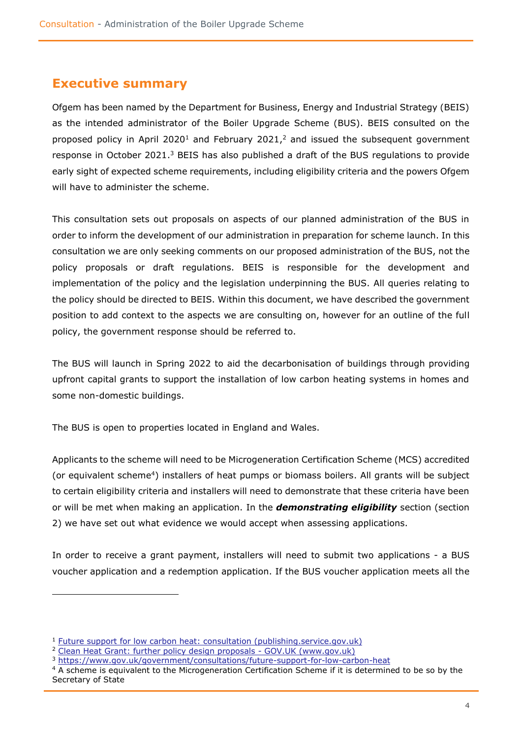## Executive summary

Ofgem has been named by the Department for Business, Energy and Industrial Strategy (BEIS) as the intended administrator of the Boiler Upgrade Scheme (BUS). BEIS consulted on the proposed policy in April 2020[1] and February 2021,[2] and issued the subsequent government response in October 2021.[3] BEIS has also published a draft of the BUS regulations to provide early sight of expected scheme requirements, including eligibility criteria and the powers Ofgem will have to administer the scheme.

This consultation sets out proposals on aspects of our planned administration of the BUS in order to inform the development of our administration in preparation for scheme launch. In this consultation we are only seeking comments on our proposed administration of the BUS, not the policy proposals or draft regulations. BEIS is responsible for the development and implementation of the policy and the legislation underpinning the BUS. All queries relating to the policy should be directed to BEIS. Within this document, we have described the government position to add context to the aspects we are consulting on, however for an outline of the full policy, the government response should be referred to.

The BUS will launch in Spring 2022 to aid the decarbonisation of buildings through providing upfront capital grants to support the installation of low carbon heating systems in homes and some non-domestic buildings.

The BUS is open to properties located in England and Wales.

Applicants to the scheme will need to be Microgeneration Certification Scheme (MCS) accredited (or equivalent scheme[4]) installers of heat pumps or biomass boilers. All grants will be subject to certain eligibility criteria and installers will need to demonstrate that these criteria have been or will be met when making an application. In the ***demonstrating eligibility*** section (section 2) we have set out what evidence we would accept when assessing applications.

In order to receive a grant payment, installers will need to submit two applications - a BUS voucher application and a redemption application. If the BUS voucher application meets all the

---

[1] Future support for low carbon heat: consultation (publishing.service.gov.uk)
[2] Clean Heat Grant: further policy design proposals - GOV.UK (www.gov.uk)
[3] https://www.gov.uk/government/consultations/future-support-for-low-carbon-heat
[4] A scheme is equivalent to the Microgeneration Certification Scheme if it is determined to be so by the Secretary of State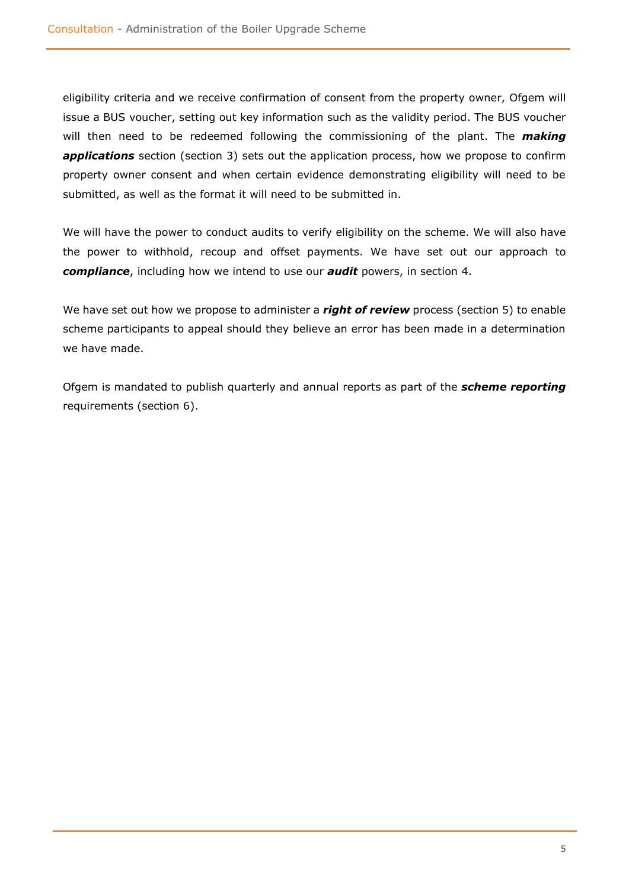eligibility criteria and we receive confirmation of consent from the property owner, Ofgem will issue a BUS voucher, setting out key information such as the validity period. The BUS voucher will then need to be redeemed following the commissioning of the plant. The ***making applications*** section (section 3) sets out the application process, how we propose to confirm property owner consent and when certain evidence demonstrating eligibility will need to be submitted, as well as the format it will need to be submitted in.

We will have the power to conduct audits to verify eligibility on the scheme. We will also have the power to withhold, recoup and offset payments. We have set out our approach to ***compliance***, including how we intend to use our ***audit*** powers, in section 4.

We have set out how we propose to administer a ***right of review*** process (section 5) to enable scheme participants to appeal should they believe an error has been made in a determination we have made.

Ofgem is mandated to publish quarterly and annual reports as part of the ***scheme reporting*** requirements (section 6).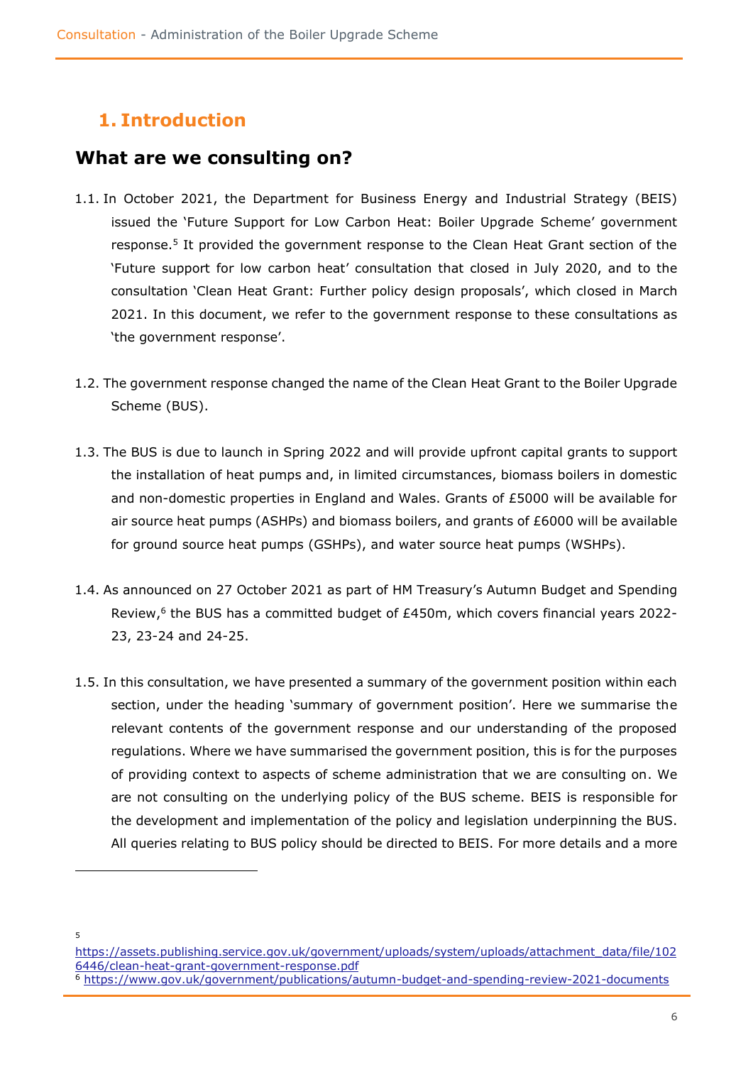# 1. Introduction

## What are we consulting on?

1.1. In October 2021, the Department for Business Energy and Industrial Strategy (BEIS) issued the 'Future Support for Low Carbon Heat: Boiler Upgrade Scheme' government response.[5] It provided the government response to the Clean Heat Grant section of the 'Future support for low carbon heat' consultation that closed in July 2020, and to the consultation 'Clean Heat Grant: Further policy design proposals', which closed in March 2021. In this document, we refer to the government response to these consultations as 'the government response'.

1.2. The government response changed the name of the Clean Heat Grant to the Boiler Upgrade Scheme (BUS).

1.3. The BUS is due to launch in Spring 2022 and will provide upfront capital grants to support the installation of heat pumps and, in limited circumstances, biomass boilers in domestic and non-domestic properties in England and Wales. Grants of £5000 will be available for air source heat pumps (ASHPs) and biomass boilers, and grants of £6000 will be available for ground source heat pumps (GSHPs), and water source heat pumps (WSHPs).

1.4. As announced on 27 October 2021 as part of HM Treasury's Autumn Budget and Spending Review,[6] the BUS has a committed budget of £450m, which covers financial years 2022-23, 23-24 and 24-25.

1.5. In this consultation, we have presented a summary of the government position within each section, under the heading 'summary of government position'. Here we summarise the relevant contents of the government response and our understanding of the proposed regulations. Where we have summarised the government position, this is for the purposes of providing context to aspects of scheme administration that we are consulting on. We are not consulting on the underlying policy of the BUS scheme. BEIS is responsible for the development and implementation of the policy and legislation underpinning the BUS. All queries relating to BUS policy should be directed to BEIS. For more details and a more

---

[5] https://assets.publishing.service.gov.uk/government/uploads/system/uploads/attachment_data/file/1026446/clean-heat-grant-government-response.pdf

[6] https://www.gov.uk/government/publications/autumn-budget-and-spending-review-2021-documents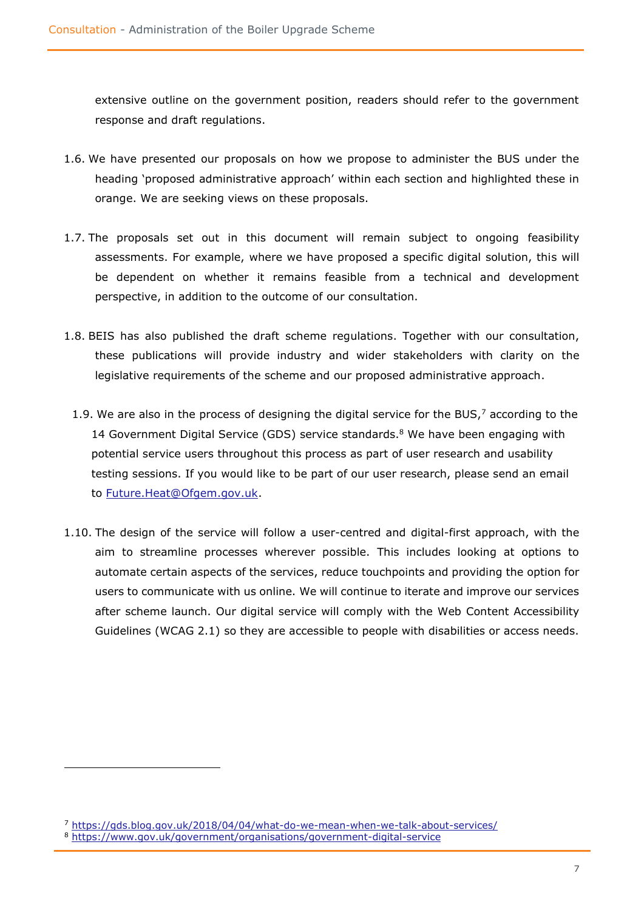extensive outline on the government position, readers should refer to the government response and draft regulations.

1.6. We have presented our proposals on how we propose to administer the BUS under the heading 'proposed administrative approach' within each section and highlighted these in orange. We are seeking views on these proposals.

1.7. The proposals set out in this document will remain subject to ongoing feasibility assessments. For example, where we have proposed a specific digital solution, this will be dependent on whether it remains feasible from a technical and development perspective, in addition to the outcome of our consultation.

1.8. BEIS has also published the draft scheme regulations. Together with our consultation, these publications will provide industry and wider stakeholders with clarity on the legislative requirements of the scheme and our proposed administrative approach.

1.9. We are also in the process of designing the digital service for the BUS,[7] according to the 14 Government Digital Service (GDS) service standards.[8] We have been engaging with potential service users throughout this process as part of user research and usability testing sessions. If you would like to be part of our user research, please send an email to Future.Heat@Ofgem.gov.uk.

1.10. The design of the service will follow a user-centred and digital-first approach, with the aim to streamline processes wherever possible. This includes looking at options to automate certain aspects of the services, reduce touchpoints and providing the option for users to communicate with us online. We will continue to iterate and improve our services after scheme launch. Our digital service will comply with the Web Content Accessibility Guidelines (WCAG 2.1) so they are accessible to people with disabilities or access needs.

---

[7] https://gds.blog.gov.uk/2018/04/04/what-do-we-mean-when-we-talk-about-services/

[8] https://www.gov.uk/government/organisations/government-digital-service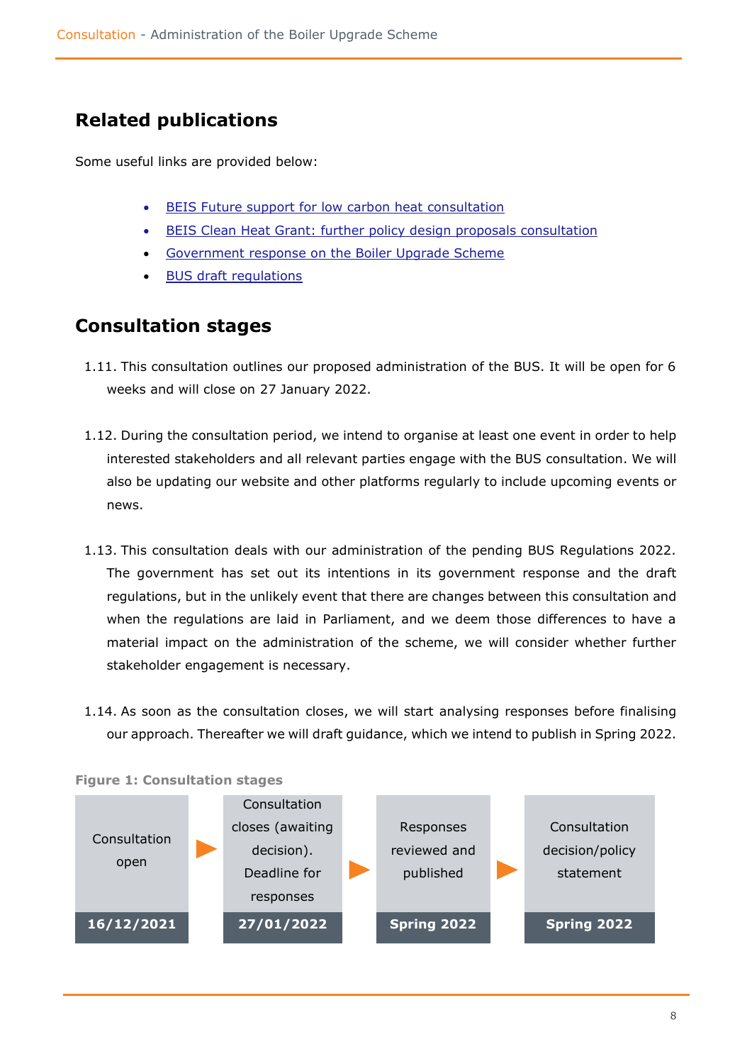## Related publications

Some useful links are provided below:

- BEIS Future support for low carbon heat consultation
- BEIS Clean Heat Grant: further policy design proposals consultation
- Government response on the Boiler Upgrade Scheme
- BUS draft regulations

## Consultation stages

1.11. This consultation outlines our proposed administration of the BUS. It will be open for 6 weeks and will close on 27 January 2022.

1.12. During the consultation period, we intend to organise at least one event in order to help interested stakeholders and all relevant parties engage with the BUS consultation. We will also be updating our website and other platforms regularly to include upcoming events or news.

1.13. This consultation deals with our administration of the pending BUS Regulations 2022. The government has set out its intentions in its government response and the draft regulations, but in the unlikely event that there are changes between this consultation and when the regulations are laid in Parliament, and we deem those differences to have a material impact on the administration of the scheme, we will consider whether further stakeholder engagement is necessary.

1.14. As soon as the consultation closes, we will start analysing responses before finalising our approach. Thereafter we will draft guidance, which we intend to publish in Spring 2022.

**Figure 1: Consultation stages**

| Consultation open | Consultation closes (awaiting decision). Deadline for responses | Responses reviewed and published | Consultation decision/policy statement |
|---|---|---|---|
| **16/12/2021** | **27/01/2022** | **Spring 2022** | **Spring 2022** |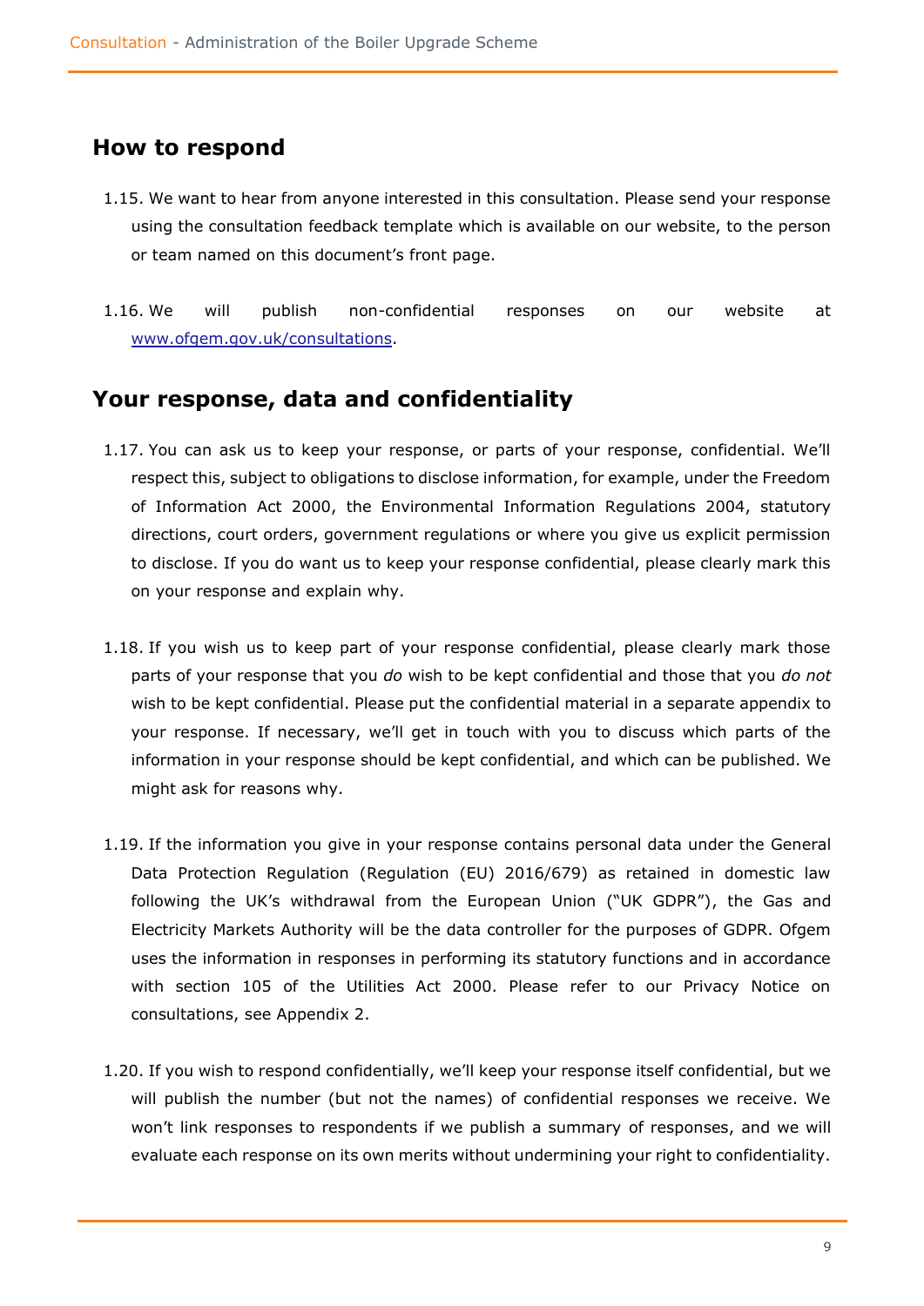## How to respond

1.15. We want to hear from anyone interested in this consultation. Please send your response using the consultation feedback template which is available on our website, to the person or team named on this document's front page.

1.16. We will publish non-confidential responses on our website at [www.ofgem.gov.uk/consultations](www.ofgem.gov.uk/consultations).

## Your response, data and confidentiality

1.17. You can ask us to keep your response, or parts of your response, confidential. We'll respect this, subject to obligations to disclose information, for example, under the Freedom of Information Act 2000, the Environmental Information Regulations 2004, statutory directions, court orders, government regulations or where you give us explicit permission to disclose. If you do want us to keep your response confidential, please clearly mark this on your response and explain why.

1.18. If you wish us to keep part of your response confidential, please clearly mark those parts of your response that you *do* wish to be kept confidential and those that you *do not* wish to be kept confidential. Please put the confidential material in a separate appendix to your response. If necessary, we'll get in touch with you to discuss which parts of the information in your response should be kept confidential, and which can be published. We might ask for reasons why.

1.19. If the information you give in your response contains personal data under the General Data Protection Regulation (Regulation (EU) 2016/679) as retained in domestic law following the UK's withdrawal from the European Union ("UK GDPR"), the Gas and Electricity Markets Authority will be the data controller for the purposes of GDPR. Ofgem uses the information in responses in performing its statutory functions and in accordance with section 105 of the Utilities Act 2000. Please refer to our Privacy Notice on consultations, see Appendix 2.

1.20. If you wish to respond confidentially, we'll keep your response itself confidential, but we will publish the number (but not the names) of confidential responses we receive. We won't link responses to respondents if we publish a summary of responses, and we will evaluate each response on its own merits without undermining your right to confidentiality.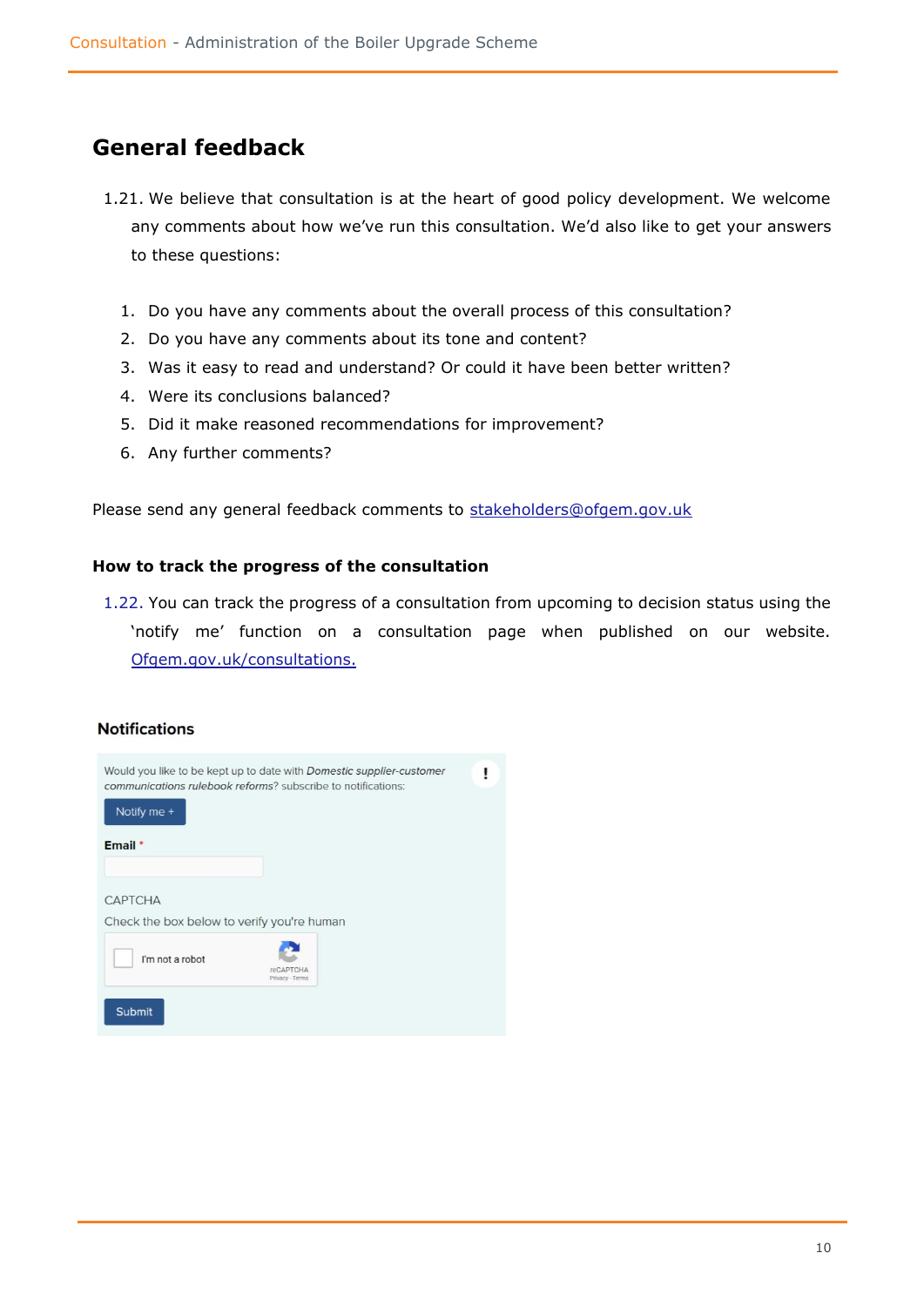## General feedback

1.21. We believe that consultation is at the heart of good policy development. We welcome any comments about how we've run this consultation. We'd also like to get your answers to these questions:

1. Do you have any comments about the overall process of this consultation?
2. Do you have any comments about its tone and content?
3. Was it easy to read and understand? Or could it have been better written?
4. Were its conclusions balanced?
5. Did it make reasoned recommendations for improvement?
6. Any further comments?

Please send any general feedback comments to stakeholders@ofgem.gov.uk

### How to track the progress of the consultation

1.22. You can track the progress of a consultation from upcoming to decision status using the 'notify me' function on a consultation page when published on our website. Ofgem.gov.uk/consultations.

**Notifications**

Would you like to be kept up to date with *Domestic supplier-customer communications rulebook reforms*? subscribe to notifications:

Notify me +

**Email** *

CAPTCHA

Check the box below to verify you're human

I'm not a robot

reCAPTCHA
Privacy - Terms

Submit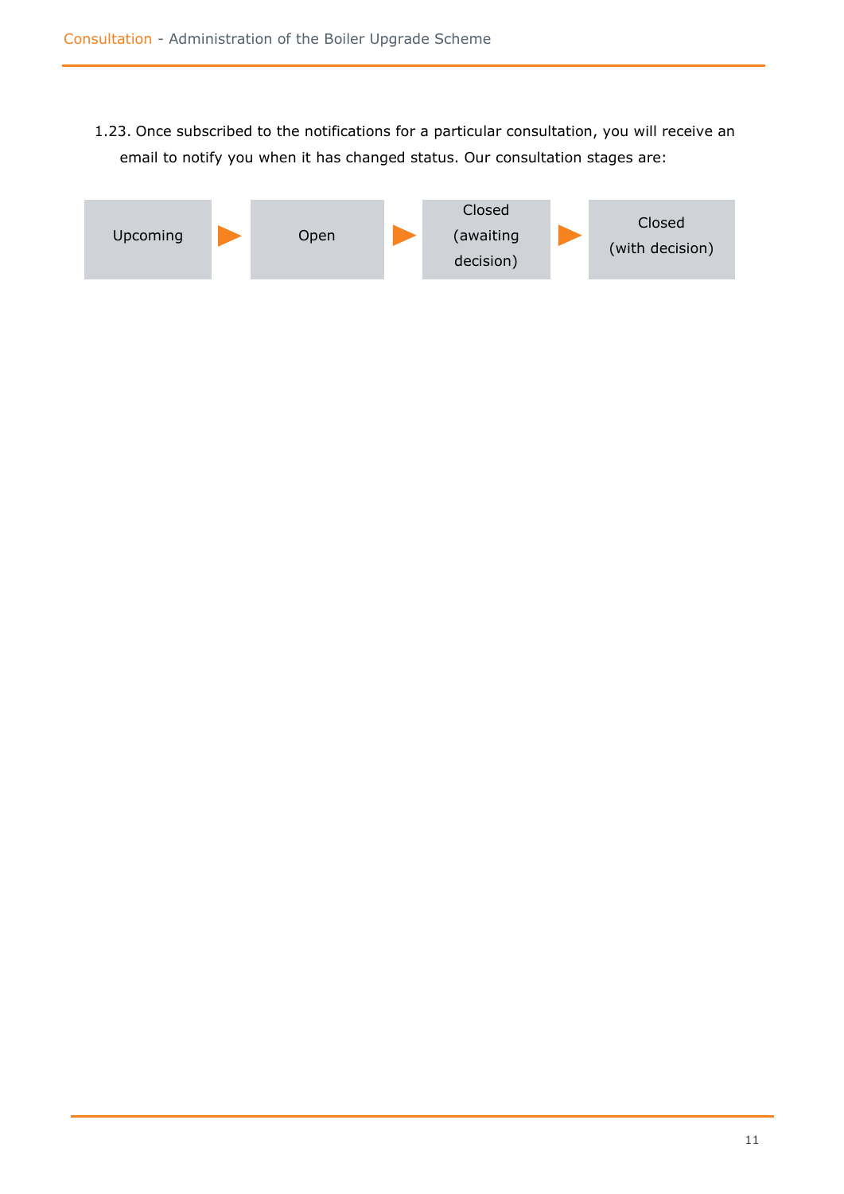1.23. Once subscribed to the notifications for a particular consultation, you will receive an email to notify you when it has changed status. Our consultation stages are:

Upcoming ► Open ► Closed (awaiting decision) ► Closed (with decision)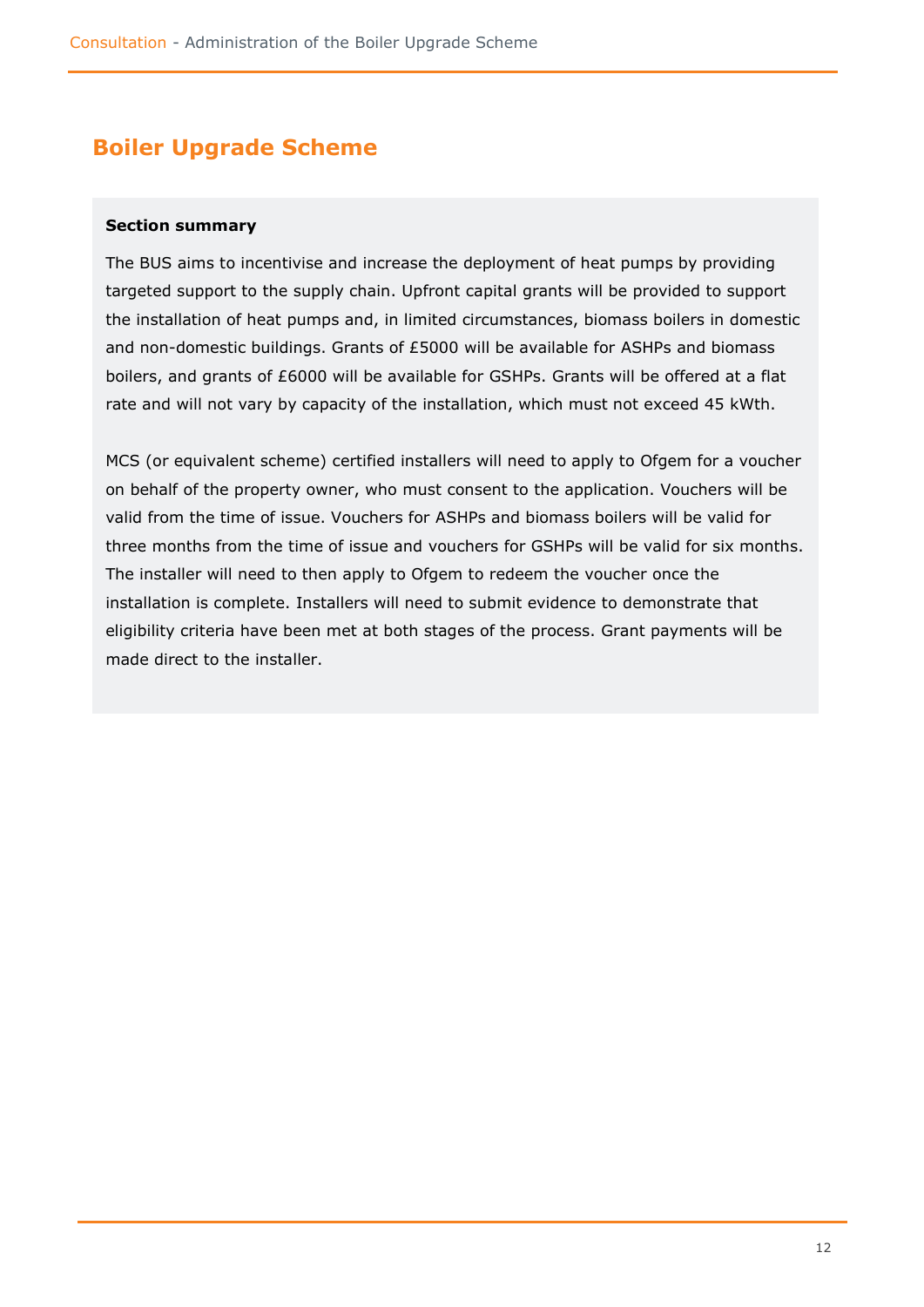## Boiler Upgrade Scheme

**Section summary**

The BUS aims to incentivise and increase the deployment of heat pumps by providing targeted support to the supply chain. Upfront capital grants will be provided to support the installation of heat pumps and, in limited circumstances, biomass boilers in domestic and non-domestic buildings. Grants of £5000 will be available for ASHPs and biomass boilers, and grants of £6000 will be available for GSHPs. Grants will be offered at a flat rate and will not vary by capacity of the installation, which must not exceed 45 kWth.

MCS (or equivalent scheme) certified installers will need to apply to Ofgem for a voucher on behalf of the property owner, who must consent to the application. Vouchers will be valid from the time of issue. Vouchers for ASHPs and biomass boilers will be valid for three months from the time of issue and vouchers for GSHPs will be valid for six months. The installer will need to then apply to Ofgem to redeem the voucher once the installation is complete. Installers will need to submit evidence to demonstrate that eligibility criteria have been met at both stages of the process. Grant payments will be made direct to the installer.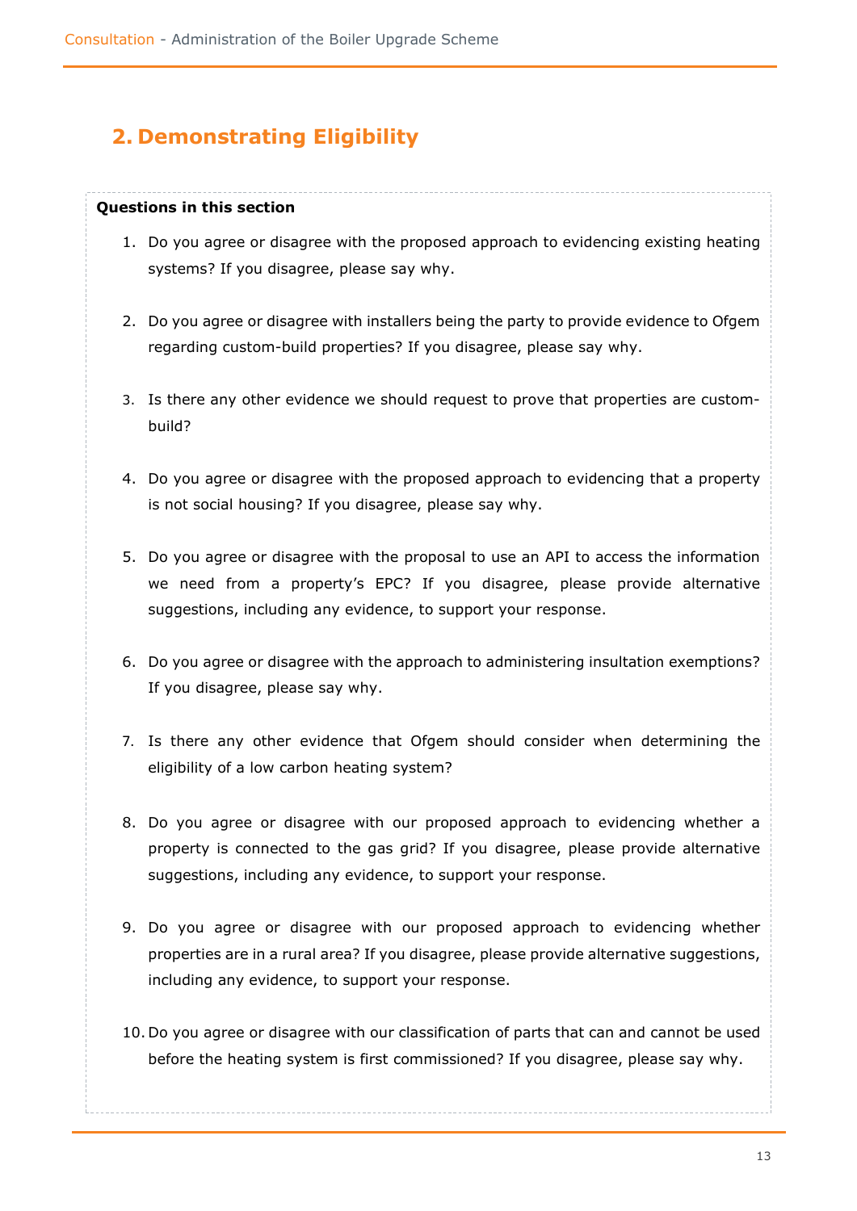## 2. Demonstrating Eligibility

**Questions in this section**

1. Do you agree or disagree with the proposed approach to evidencing existing heating systems? If you disagree, please say why.

2. Do you agree or disagree with installers being the party to provide evidence to Ofgem regarding custom-build properties? If you disagree, please say why.

3. Is there any other evidence we should request to prove that properties are custom-build?

4. Do you agree or disagree with the proposed approach to evidencing that a property is not social housing? If you disagree, please say why.

5. Do you agree or disagree with the proposal to use an API to access the information we need from a property's EPC? If you disagree, please provide alternative suggestions, including any evidence, to support your response.

6. Do you agree or disagree with the approach to administering insultation exemptions? If you disagree, please say why.

7. Is there any other evidence that Ofgem should consider when determining the eligibility of a low carbon heating system?

8. Do you agree or disagree with our proposed approach to evidencing whether a property is connected to the gas grid? If you disagree, please provide alternative suggestions, including any evidence, to support your response.

9. Do you agree or disagree with our proposed approach to evidencing whether properties are in a rural area? If you disagree, please provide alternative suggestions, including any evidence, to support your response.

10. Do you agree or disagree with our classification of parts that can and cannot be used before the heating system is first commissioned? If you disagree, please say why.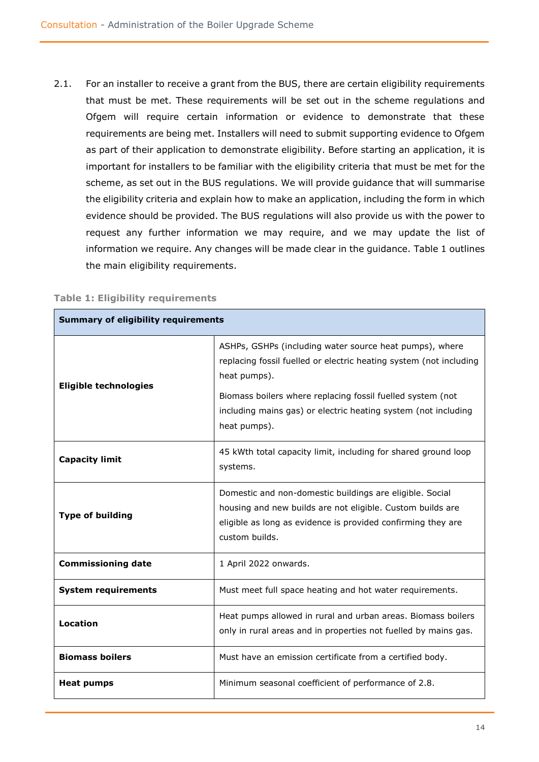2.1. For an installer to receive a grant from the BUS, there are certain eligibility requirements that must be met. These requirements will be set out in the scheme regulations and Ofgem will require certain information or evidence to demonstrate that these requirements are being met. Installers will need to submit supporting evidence to Ofgem as part of their application to demonstrate eligibility. Before starting an application, it is important for installers to be familiar with the eligibility criteria that must be met for the scheme, as set out in the BUS regulations. We will provide guidance that will summarise the eligibility criteria and explain how to make an application, including the form in which evidence should be provided. The BUS regulations will also provide us with the power to request any further information we may require, and we may update the list of information we require. Any changes will be made clear in the guidance. Table 1 outlines the main eligibility requirements.

**Table 1: Eligibility requirements**

| **Summary of eligibility requirements** | |
|---|---|
| **Eligible technologies** | ASHPs, GSHPs (including water source heat pumps), where replacing fossil fuelled or electric heating system (not including heat pumps).<br><br>Biomass boilers where replacing fossil fuelled system (not including mains gas) or electric heating system (not including heat pumps). |
| **Capacity limit** | 45 kWth total capacity limit, including for shared ground loop systems. |
| **Type of building** | Domestic and non-domestic buildings are eligible. Social housing and new builds are not eligible. Custom builds are eligible as long as evidence is provided confirming they are custom builds. |
| **Commissioning date** | 1 April 2022 onwards. |
| **System requirements** | Must meet full space heating and hot water requirements. |
| **Location** | Heat pumps allowed in rural and urban areas. Biomass boilers only in rural areas and in properties not fuelled by mains gas. |
| **Biomass boilers** | Must have an emission certificate from a certified body. |
| **Heat pumps** | Minimum seasonal coefficient of performance of 2.8. |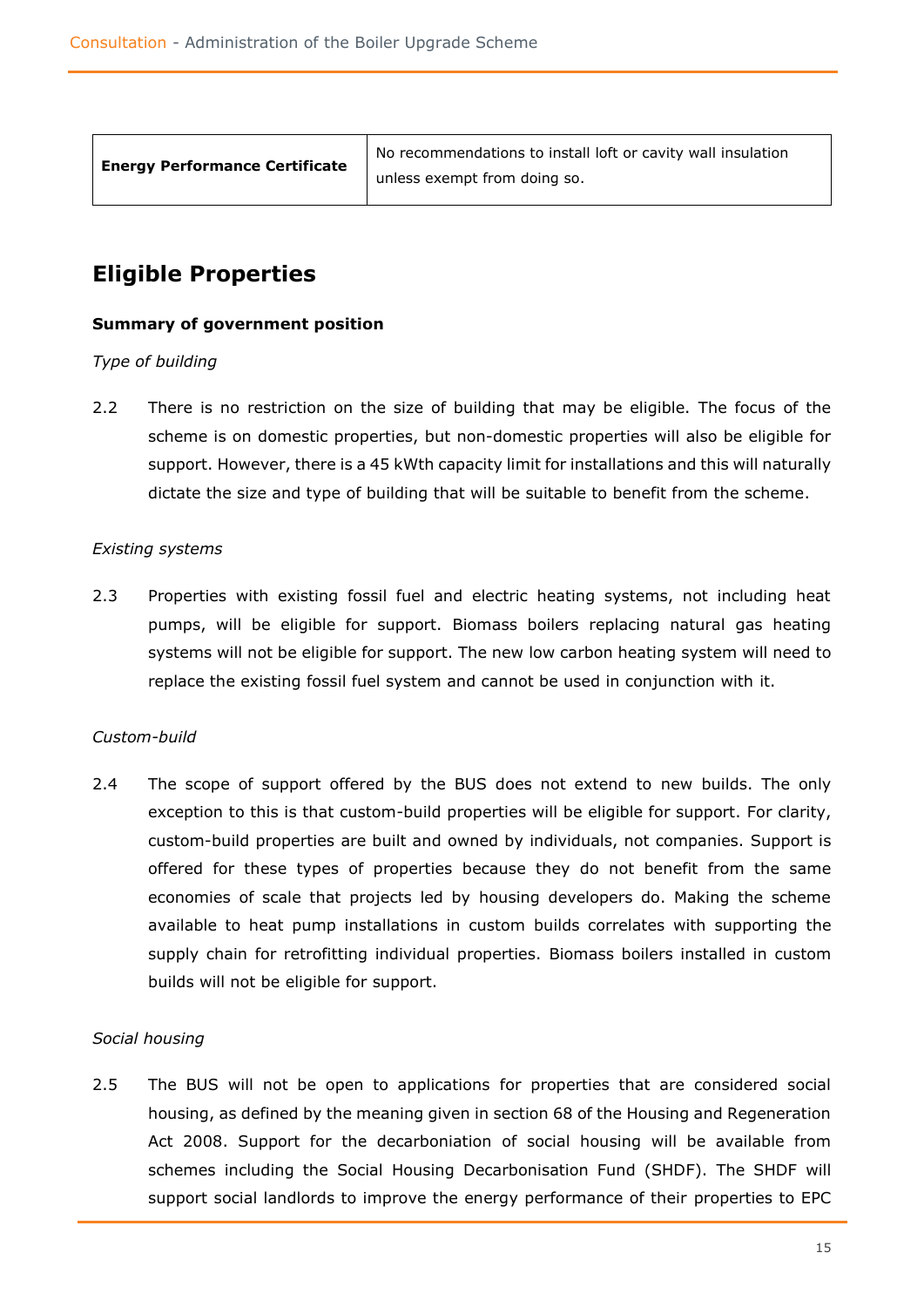| | |
|---|---|
| **Energy Performance Certificate** | No recommendations to install loft or cavity wall insulation unless exempt from doing so. |

## Eligible Properties

**Summary of government position**

*Type of building*

2.2 There is no restriction on the size of building that may be eligible. The focus of the scheme is on domestic properties, but non-domestic properties will also be eligible for support. However, there is a 45 kWth capacity limit for installations and this will naturally dictate the size and type of building that will be suitable to benefit from the scheme.

*Existing systems*

2.3 Properties with existing fossil fuel and electric heating systems, not including heat pumps, will be eligible for support. Biomass boilers replacing natural gas heating systems will not be eligible for support. The new low carbon heating system will need to replace the existing fossil fuel system and cannot be used in conjunction with it.

*Custom-build*

2.4 The scope of support offered by the BUS does not extend to new builds. The only exception to this is that custom-build properties will be eligible for support. For clarity, custom-build properties are built and owned by individuals, not companies. Support is offered for these types of properties because they do not benefit from the same economies of scale that projects led by housing developers do. Making the scheme available to heat pump installations in custom builds correlates with supporting the supply chain for retrofitting individual properties. Biomass boilers installed in custom builds will not be eligible for support.

*Social housing*

2.5 The BUS will not be open to applications for properties that are considered social housing, as defined by the meaning given in section 68 of the Housing and Regeneration Act 2008. Support for the decarboniation of social housing will be available from schemes including the Social Housing Decarbonisation Fund (SHDF). The SHDF will support social landlords to improve the energy performance of their properties to EPC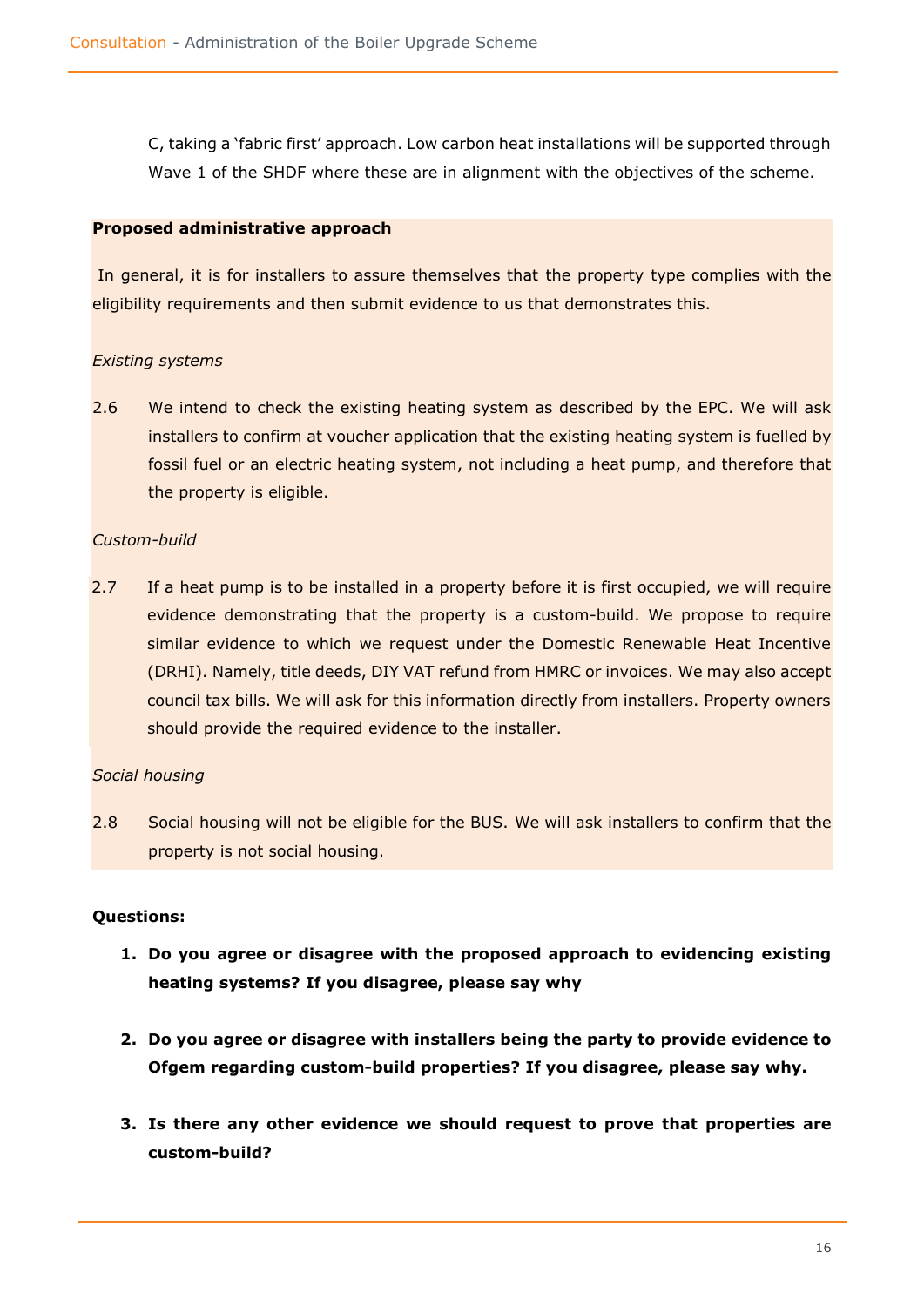C, taking a 'fabric first' approach. Low carbon heat installations will be supported through Wave 1 of the SHDF where these are in alignment with the objectives of the scheme.

**Proposed administrative approach**

In general, it is for installers to assure themselves that the property type complies with the eligibility requirements and then submit evidence to us that demonstrates this.

*Existing systems*

2.6 We intend to check the existing heating system as described by the EPC. We will ask installers to confirm at voucher application that the existing heating system is fuelled by fossil fuel or an electric heating system, not including a heat pump, and therefore that the property is eligible.

*Custom-build*

2.7 If a heat pump is to be installed in a property before it is first occupied, we will require evidence demonstrating that the property is a custom-build. We propose to require similar evidence to which we request under the Domestic Renewable Heat Incentive (DRHI). Namely, title deeds, DIY VAT refund from HMRC or invoices. We may also accept council tax bills. We will ask for this information directly from installers. Property owners should provide the required evidence to the installer.

*Social housing*

2.8 Social housing will not be eligible for the BUS. We will ask installers to confirm that the property is not social housing.

**Questions:**

1. **Do you agree or disagree with the proposed approach to evidencing existing heating systems? If you disagree, please say why**

2. **Do you agree or disagree with installers being the party to provide evidence to Ofgem regarding custom-build properties? If you disagree, please say why.**

3. **Is there any other evidence we should request to prove that properties are custom-build?**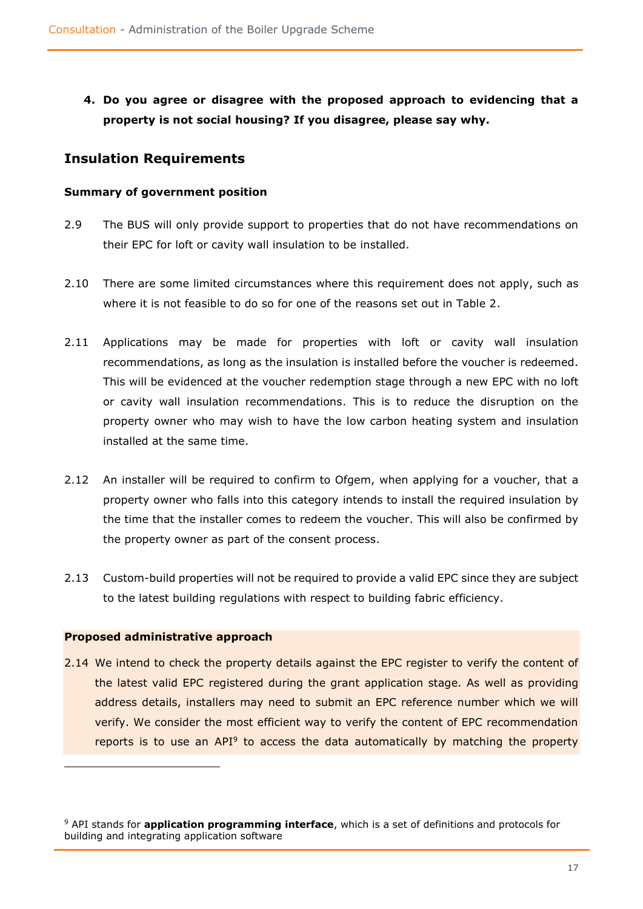**4. Do you agree or disagree with the proposed approach to evidencing that a property is not social housing? If you disagree, please say why.**

## Insulation Requirements

**Summary of government position**

2.9 The BUS will only provide support to properties that do not have recommendations on their EPC for loft or cavity wall insulation to be installed.

2.10 There are some limited circumstances where this requirement does not apply, such as where it is not feasible to do so for one of the reasons set out in Table 2.

2.11 Applications may be made for properties with loft or cavity wall insulation recommendations, as long as the insulation is installed before the voucher is redeemed. This will be evidenced at the voucher redemption stage through a new EPC with no loft or cavity wall insulation recommendations. This is to reduce the disruption on the property owner who may wish to have the low carbon heating system and insulation installed at the same time.

2.12 An installer will be required to confirm to Ofgem, when applying for a voucher, that a property owner who falls into this category intends to install the required insulation by the time that the installer comes to redeem the voucher. This will also be confirmed by the property owner as part of the consent process.

2.13 Custom-build properties will not be required to provide a valid EPC since they are subject to the latest building regulations with respect to building fabric efficiency.

**Proposed administrative approach**

2.14 We intend to check the property details against the EPC register to verify the content of the latest valid EPC registered during the grant application stage. As well as providing address details, installers may need to submit an EPC reference number which we will verify. We consider the most efficient way to verify the content of EPC recommendation reports is to use an API[9] to access the data automatically by matching the property

[9] API stands for **application programming interface**, which is a set of definitions and protocols for building and integrating application software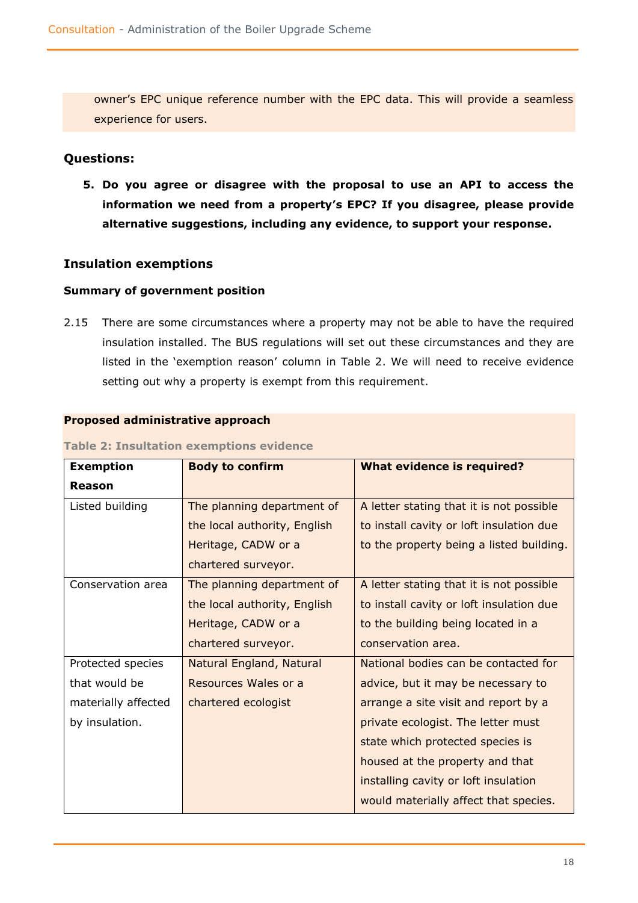owner's EPC unique reference number with the EPC data. This will provide a seamless experience for users.

### Questions:

5. **Do you agree or disagree with the proposal to use an API to access the information we need from a property's EPC? If you disagree, please provide alternative suggestions, including any evidence, to support your response.**

### Insulation exemptions

#### Summary of government position

2.15 There are some circumstances where a property may not be able to have the required insulation installed. The BUS regulations will set out these circumstances and they are listed in the 'exemption reason' column in Table 2. We will need to receive evidence setting out why a property is exempt from this requirement.

#### Proposed administrative approach

**Table 2: Insultation exemptions evidence**

| Exemption Reason | Body to confirm | What evidence is required? |
|---|---|---|
| Listed building | The planning department of the local authority, English Heritage, CADW or a chartered surveyor. | A letter stating that it is not possible to install cavity or loft insulation due to the property being a listed building. |
| Conservation area | The planning department of the local authority, English Heritage, CADW or a chartered surveyor. | A letter stating that it is not possible to install cavity or loft insulation due to the building being located in a conservation area. |
| Protected species that would be materially affected by insulation. | Natural England, Natural Resources Wales or a chartered ecologist | National bodies can be contacted for advice, but it may be necessary to arrange a site visit and report by a private ecologist. The letter must state which protected species is housed at the property and that installing cavity or loft insulation would materially affect that species. |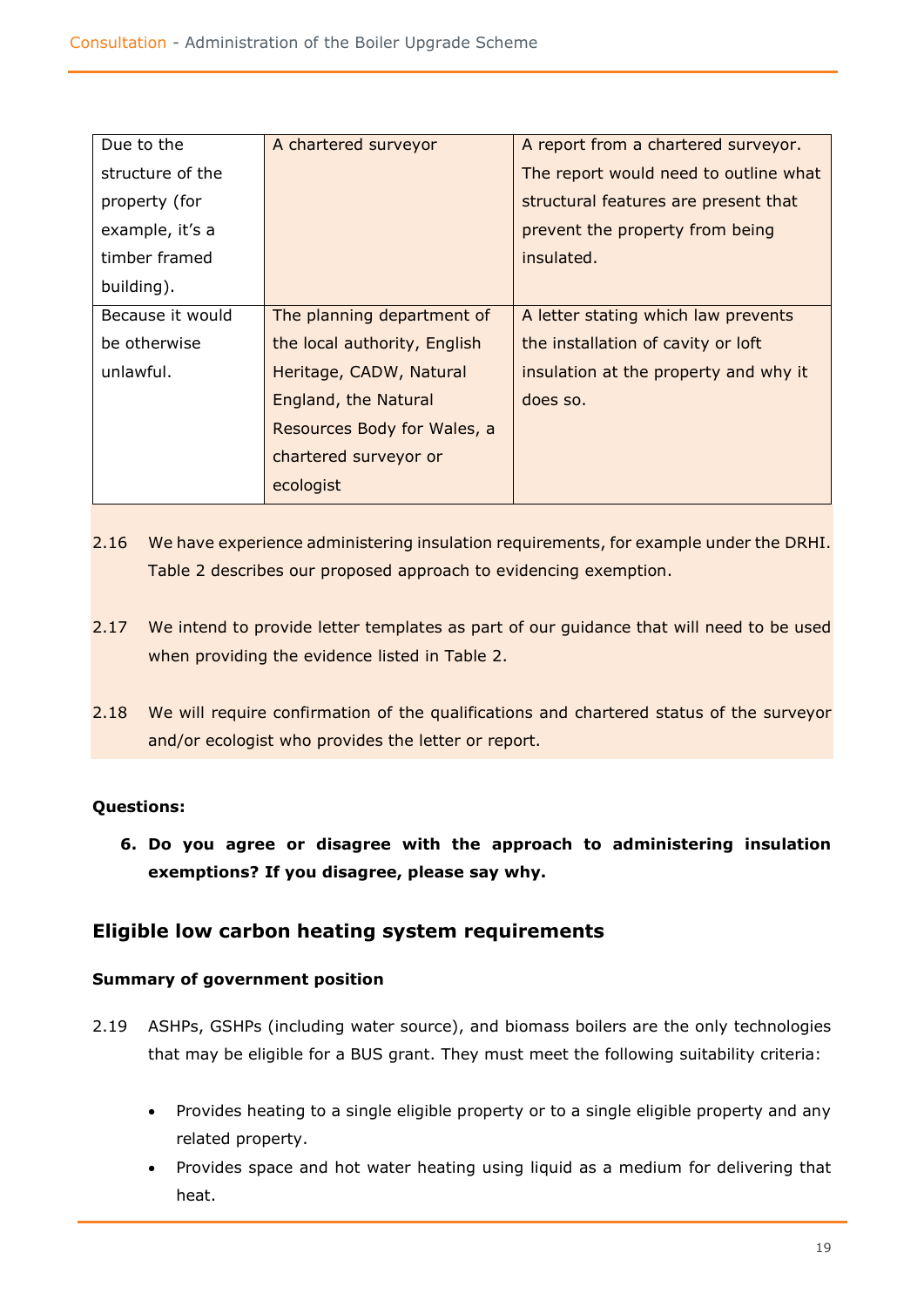| | | |
|---|---|---|
| Due to the structure of the property (for example, it's a timber framed building). | A chartered surveyor | A report from a chartered surveyor. The report would need to outline what structural features are present that prevent the property from being insulated. |
| Because it would be otherwise unlawful. | The planning department of the local authority, English Heritage, CADW, Natural England, the Natural Resources Body for Wales, a chartered surveyor or ecologist | A letter stating which law prevents the installation of cavity or loft insulation at the property and why it does so. |

2.16 We have experience administering insulation requirements, for example under the DRHI. Table 2 describes our proposed approach to evidencing exemption.

2.17 We intend to provide letter templates as part of our guidance that will need to be used when providing the evidence listed in Table 2.

2.18 We will require confirmation of the qualifications and chartered status of the surveyor and/or ecologist who provides the letter or report.

**Questions:**

6. **Do you agree or disagree with the approach to administering insulation exemptions? If you disagree, please say why.**

## Eligible low carbon heating system requirements

**Summary of government position**

2.19 ASHPs, GSHPs (including water source), and biomass boilers are the only technologies that may be eligible for a BUS grant. They must meet the following suitability criteria:

- Provides heating to a single eligible property or to a single eligible property and any related property.
- Provides space and hot water heating using liquid as a medium for delivering that heat.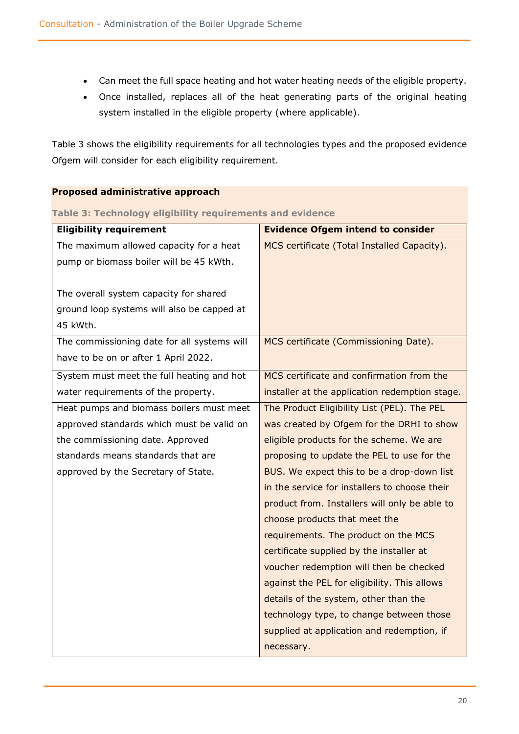- Can meet the full space heating and hot water heating needs of the eligible property.
- Once installed, replaces all of the heat generating parts of the original heating system installed in the eligible property (where applicable).

Table 3 shows the eligibility requirements for all technologies types and the proposed evidence Ofgem will consider for each eligibility requirement.

**Proposed administrative approach**

**Table 3: Technology eligibility requirements and evidence**

| Eligibility requirement | Evidence Ofgem intend to consider |
|---|---|
| The maximum allowed capacity for a heat pump or biomass boiler will be 45 kWth.<br><br>The overall system capacity for shared ground loop systems will also be capped at 45 kWth. | MCS certificate (Total Installed Capacity). |
| The commissioning date for all systems will have to be on or after 1 April 2022. | MCS certificate (Commissioning Date). |
| System must meet the full heating and hot water requirements of the property. | MCS certificate and confirmation from the installer at the application redemption stage. |
| Heat pumps and biomass boilers must meet approved standards which must be valid on the commissioning date. Approved standards means standards that are approved by the Secretary of State. | The Product Eligibility List (PEL). The PEL was created by Ofgem for the DRHI to show eligible products for the scheme. We are proposing to update the PEL to use for the BUS. We expect this to be a drop-down list in the service for installers to choose their product from. Installers will only be able to choose products that meet the requirements. The product on the MCS certificate supplied by the installer at voucher redemption will then be checked against the PEL for eligibility. This allows details of the system, other than the technology type, to change between those supplied at application and redemption, if necessary. |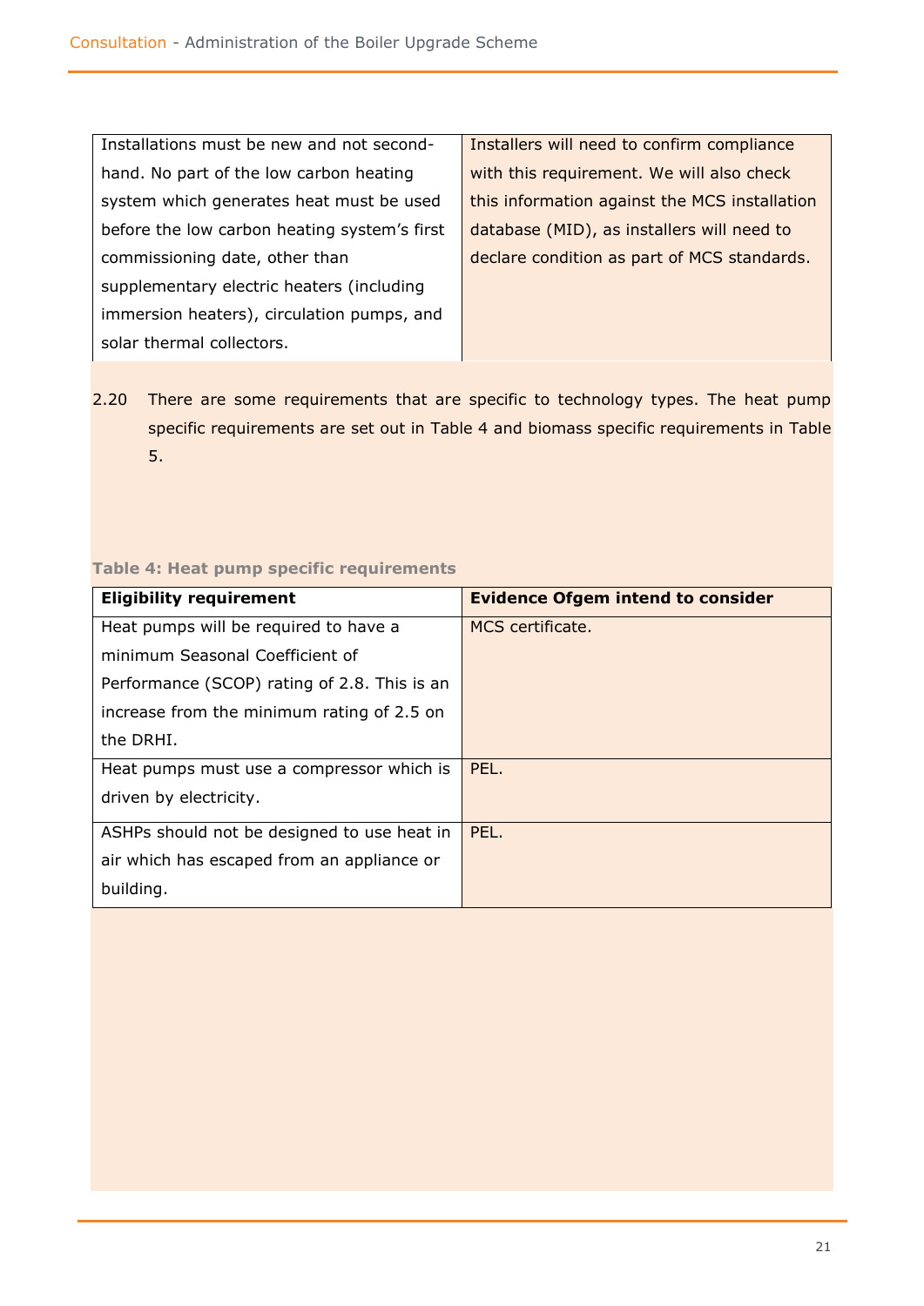| | |
|---|---|
| Installations must be new and not second-hand. No part of the low carbon heating system which generates heat must be used before the low carbon heating system's first commissioning date, other than supplementary electric heaters (including immersion heaters), circulation pumps, and solar thermal collectors. | Installers will need to confirm compliance with this requirement. We will also check this information against the MCS installation database (MID), as installers will need to declare condition as part of MCS standards. |

2.20 There are some requirements that are specific to technology types. The heat pump specific requirements are set out in Table 4 and biomass specific requirements in Table 5.

**Table 4: Heat pump specific requirements**

| Eligibility requirement | Evidence Ofgem intend to consider |
|---|---|
| Heat pumps will be required to have a minimum Seasonal Coefficient of Performance (SCOP) rating of 2.8. This is an increase from the minimum rating of 2.5 on the DRHI. | MCS certificate. |
| Heat pumps must use a compressor which is driven by electricity. | PEL. |
| ASHPs should not be designed to use heat in air which has escaped from an appliance or building. | PEL. |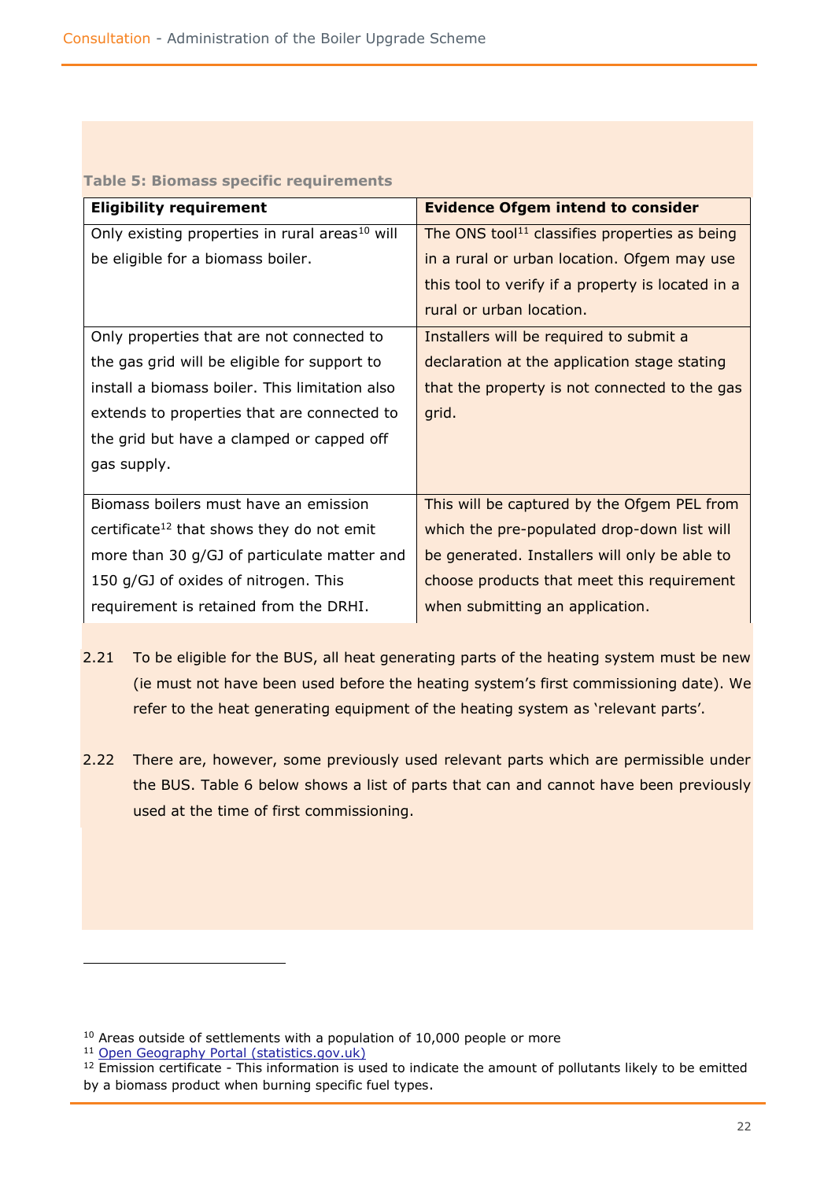**Table 5: Biomass specific requirements**

| Eligibility requirement | Evidence Ofgem intend to consider |
|---|---|
| Only existing properties in rural areas[10] will be eligible for a biomass boiler. | The ONS tool[11] classifies properties as being in a rural or urban location. Ofgem may use this tool to verify if a property is located in a rural or urban location. |
| Only properties that are not connected to the gas grid will be eligible for support to install a biomass boiler. This limitation also extends to properties that are connected to the grid but have a clamped or capped off gas supply. | Installers will be required to submit a declaration at the application stage stating that the property is not connected to the gas grid. |
| Biomass boilers must have an emission certificate[12] that shows they do not emit more than 30 g/GJ of particulate matter and 150 g/GJ of oxides of nitrogen. This requirement is retained from the DRHI. | This will be captured by the Ofgem PEL from which the pre-populated drop-down list will be generated. Installers will only be able to choose products that meet this requirement when submitting an application. |

2.21 To be eligible for the BUS, all heat generating parts of the heating system must be new (ie must not have been used before the heating system's first commissioning date). We refer to the heat generating equipment of the heating system as 'relevant parts'.

2.22 There are, however, some previously used relevant parts which are permissible under the BUS. Table 6 below shows a list of parts that can and cannot have been previously used at the time of first commissioning.

[10] Areas outside of settlements with a population of 10,000 people or more

[11] Open Geography Portal (statistics.gov.uk)

[12] Emission certificate - This information is used to indicate the amount of pollutants likely to be emitted by a biomass product when burning specific fuel types.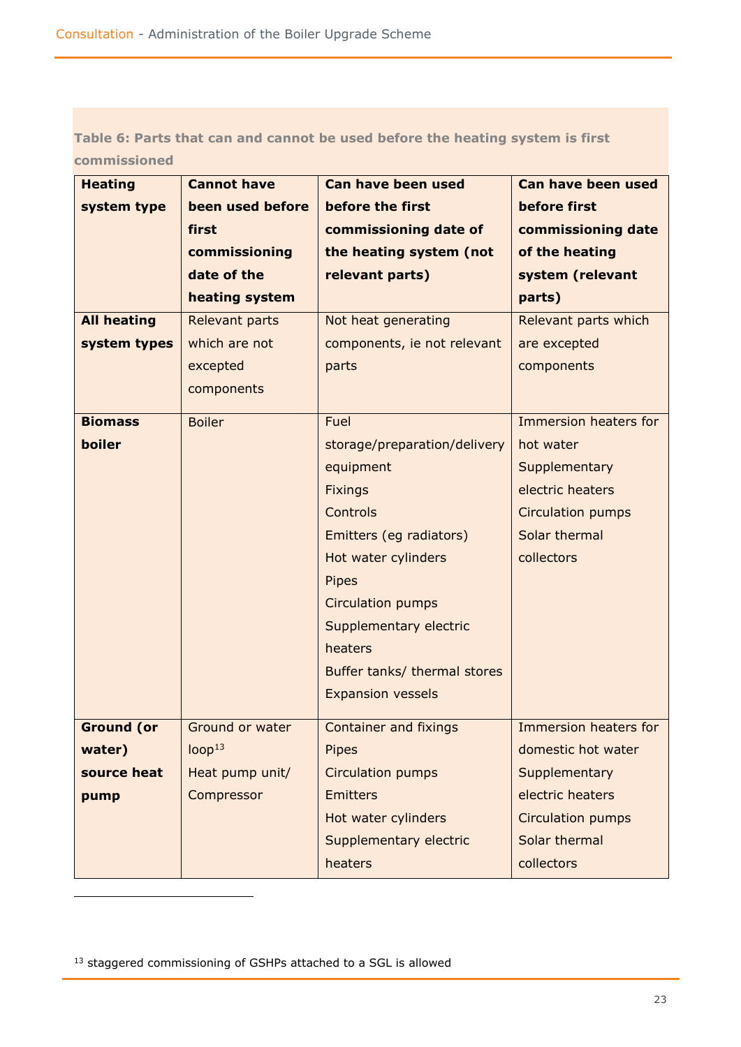**Table 6: Parts that can and cannot be used before the heating system is first commissioned**

| Heating system type | Cannot have been used before first commissioning date of the heating system | Can have been used before the first commissioning date of the heating system (not relevant parts) | Can have been used before first commissioning date of the heating system (relevant parts) |
|---|---|---|---|
| **All heating system types** | Relevant parts which are not excepted components | Not heat generating components, ie not relevant parts | Relevant parts which are excepted components |
| **Biomass boiler** | Boiler | Fuel storage/preparation/delivery equipment<br>Fixings<br>Controls<br>Emitters (eg radiators)<br>Hot water cylinders<br>Pipes<br>Circulation pumps<br>Supplementary electric heaters<br>Buffer tanks/ thermal stores<br>Expansion vessels | Immersion heaters for hot water<br>Supplementary electric heaters<br>Circulation pumps<br>Solar thermal collectors |
| **Ground (or water) source heat pump** | Ground or water loop[13]<br>Heat pump unit/ Compressor | Container and fixings<br>Pipes<br>Circulation pumps<br>Emitters<br>Hot water cylinders<br>Supplementary electric heaters | Immersion heaters for domestic hot water<br>Supplementary electric heaters<br>Circulation pumps<br>Solar thermal collectors |

[13] staggered commissioning of GSHPs attached to a SGL is allowed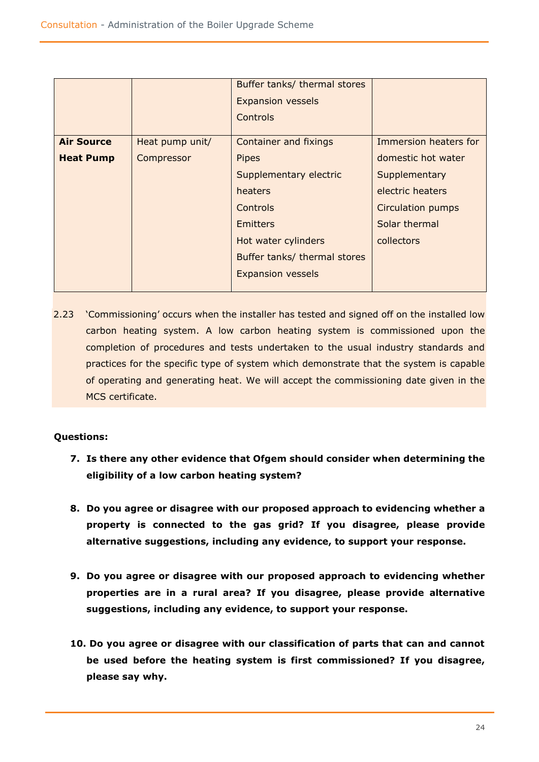| | | | |
|---|---|---|---|
| | | Buffer tanks/ thermal stores<br>Expansion vessels<br>Controls | |
| **Air Source Heat Pump** | Heat pump unit/ Compressor | Container and fixings<br>Pipes<br>Supplementary electric heaters<br>Controls<br>Emitters<br>Hot water cylinders<br>Buffer tanks/ thermal stores<br>Expansion vessels | Immersion heaters for domestic hot water<br>Supplementary electric heaters<br>Circulation pumps<br>Solar thermal collectors |

2.23 'Commissioning' occurs when the installer has tested and signed off on the installed low carbon heating system. A low carbon heating system is commissioned upon the completion of procedures and tests undertaken to the usual industry standards and practices for the specific type of system which demonstrate that the system is capable of operating and generating heat. We will accept the commissioning date given in the MCS certificate.

**Questions:**

7. **Is there any other evidence that Ofgem should consider when determining the eligibility of a low carbon heating system?**

8. **Do you agree or disagree with our proposed approach to evidencing whether a property is connected to the gas grid? If you disagree, please provide alternative suggestions, including any evidence, to support your response.**

9. **Do you agree or disagree with our proposed approach to evidencing whether properties are in a rural area? If you disagree, please provide alternative suggestions, including any evidence, to support your response.**

10. **Do you agree or disagree with our classification of parts that can and cannot be used before the heating system is first commissioned? If you disagree, please say why.**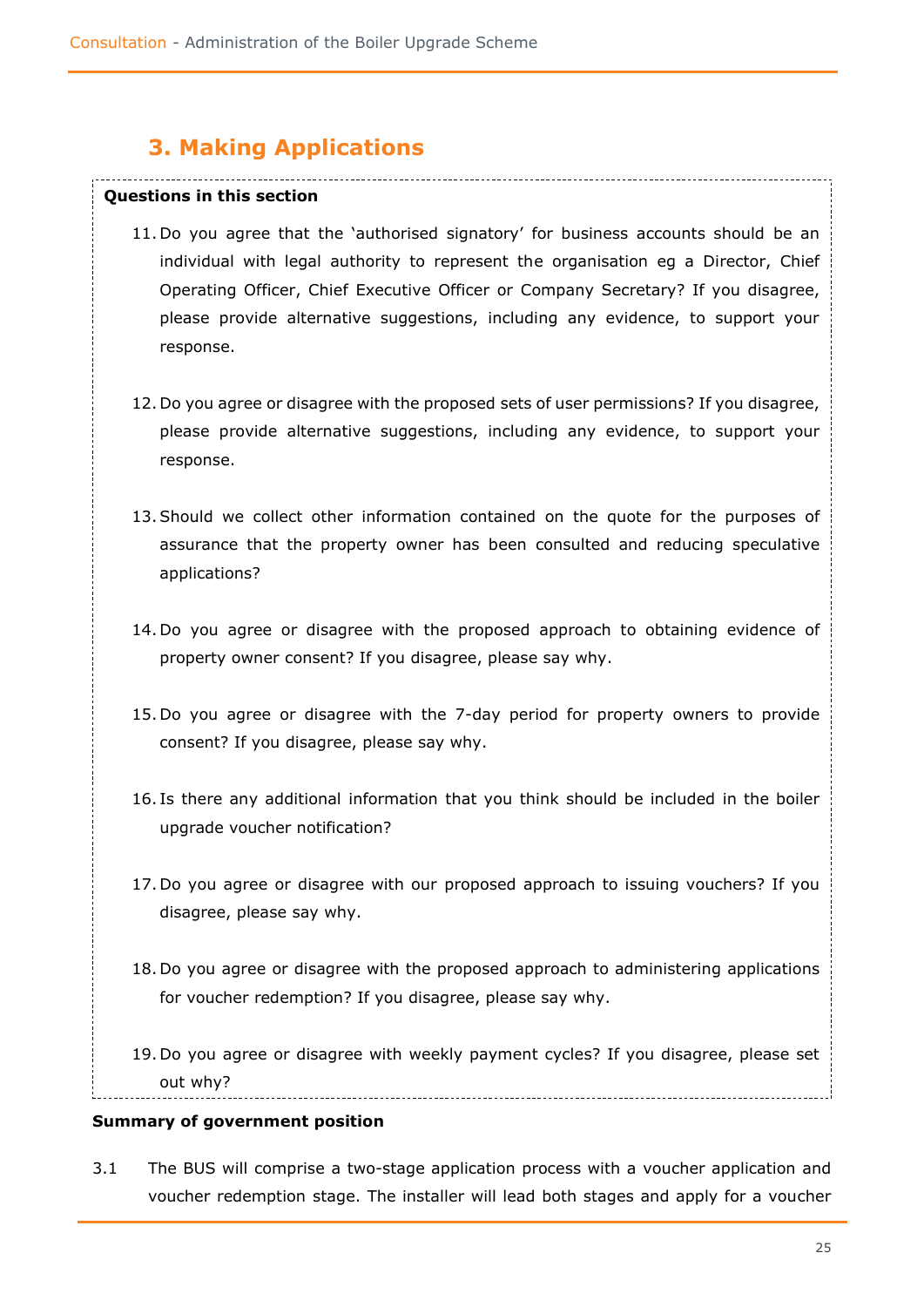## 3. Making Applications

**Questions in this section**

11. Do you agree that the 'authorised signatory' for business accounts should be an individual with legal authority to represent the organisation eg a Director, Chief Operating Officer, Chief Executive Officer or Company Secretary? If you disagree, please provide alternative suggestions, including any evidence, to support your response.

12. Do you agree or disagree with the proposed sets of user permissions? If you disagree, please provide alternative suggestions, including any evidence, to support your response.

13. Should we collect other information contained on the quote for the purposes of assurance that the property owner has been consulted and reducing speculative applications?

14. Do you agree or disagree with the proposed approach to obtaining evidence of property owner consent? If you disagree, please say why.

15. Do you agree or disagree with the 7-day period for property owners to provide consent? If you disagree, please say why.

16. Is there any additional information that you think should be included in the boiler upgrade voucher notification?

17. Do you agree or disagree with our proposed approach to issuing vouchers? If you disagree, please say why.

18. Do you agree or disagree with the proposed approach to administering applications for voucher redemption? If you disagree, please say why.

19. Do you agree or disagree with weekly payment cycles? If you disagree, please set out why?

**Summary of government position**

3.1 The BUS will comprise a two-stage application process with a voucher application and voucher redemption stage. The installer will lead both stages and apply for a voucher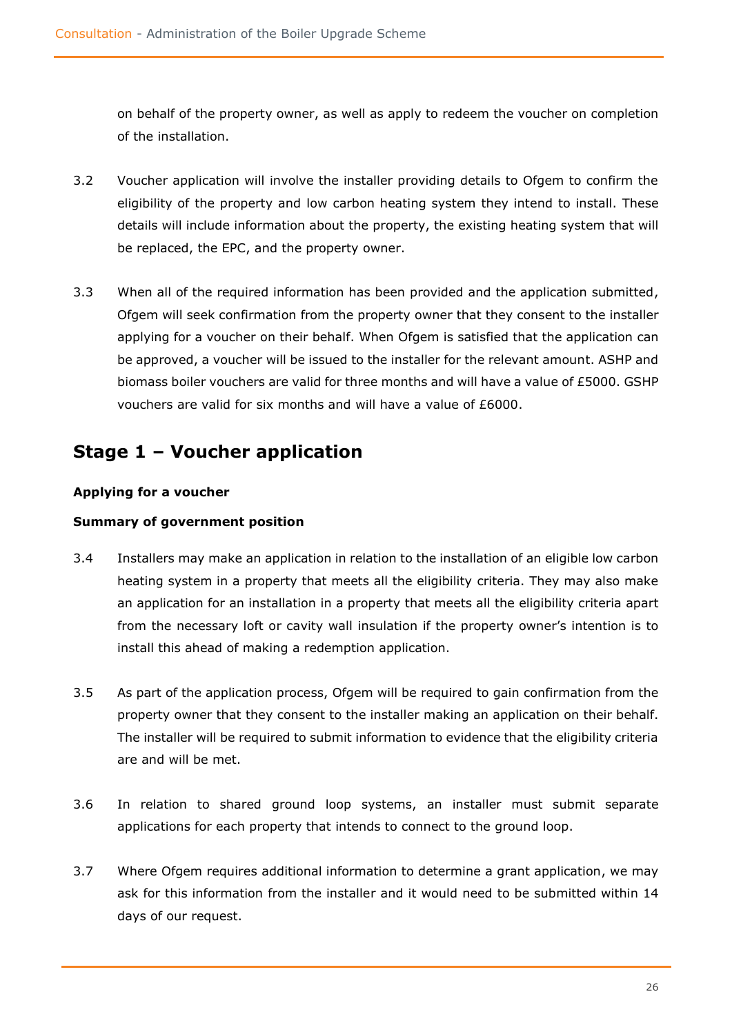on behalf of the property owner, as well as apply to redeem the voucher on completion of the installation.

3.2 Voucher application will involve the installer providing details to Ofgem to confirm the eligibility of the property and low carbon heating system they intend to install. These details will include information about the property, the existing heating system that will be replaced, the EPC, and the property owner.

3.3 When all of the required information has been provided and the application submitted, Ofgem will seek confirmation from the property owner that they consent to the installer applying for a voucher on their behalf. When Ofgem is satisfied that the application can be approved, a voucher will be issued to the installer for the relevant amount. ASHP and biomass boiler vouchers are valid for three months and will have a value of £5000. GSHP vouchers are valid for six months and will have a value of £6000.

## Stage 1 – Voucher application

**Applying for a voucher**

**Summary of government position**

3.4 Installers may make an application in relation to the installation of an eligible low carbon heating system in a property that meets all the eligibility criteria. They may also make an application for an installation in a property that meets all the eligibility criteria apart from the necessary loft or cavity wall insulation if the property owner's intention is to install this ahead of making a redemption application.

3.5 As part of the application process, Ofgem will be required to gain confirmation from the property owner that they consent to the installer making an application on their behalf. The installer will be required to submit information to evidence that the eligibility criteria are and will be met.

3.6 In relation to shared ground loop systems, an installer must submit separate applications for each property that intends to connect to the ground loop.

3.7 Where Ofgem requires additional information to determine a grant application, we may ask for this information from the installer and it would need to be submitted within 14 days of our request.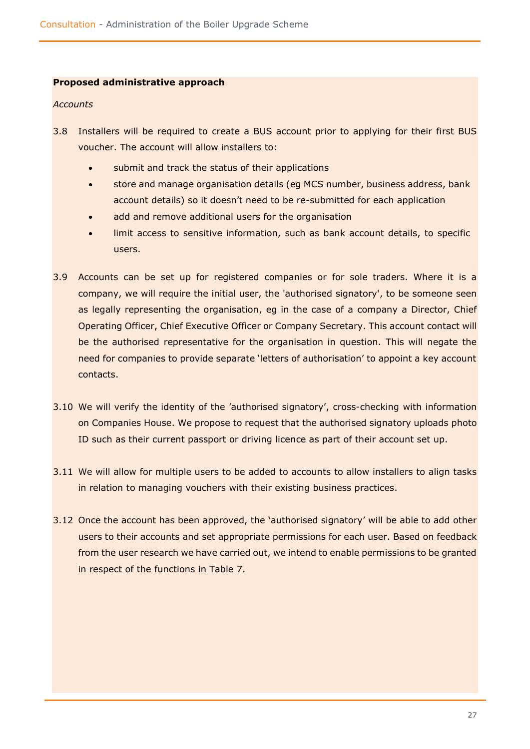**Proposed administrative approach**

*Accounts*

3.8 Installers will be required to create a BUS account prior to applying for their first BUS voucher. The account will allow installers to:

- submit and track the status of their applications
- store and manage organisation details (eg MCS number, business address, bank account details) so it doesn't need to be re-submitted for each application
- add and remove additional users for the organisation
- limit access to sensitive information, such as bank account details, to specific users.

3.9 Accounts can be set up for registered companies or for sole traders. Where it is a company, we will require the initial user, the 'authorised signatory', to be someone seen as legally representing the organisation, eg in the case of a company a Director, Chief Operating Officer, Chief Executive Officer or Company Secretary. This account contact will be the authorised representative for the organisation in question. This will negate the need for companies to provide separate 'letters of authorisation' to appoint a key account contacts.

3.10 We will verify the identity of the 'authorised signatory', cross-checking with information on Companies House. We propose to request that the authorised signatory uploads photo ID such as their current passport or driving licence as part of their account set up.

3.11 We will allow for multiple users to be added to accounts to allow installers to align tasks in relation to managing vouchers with their existing business practices.

3.12 Once the account has been approved, the 'authorised signatory' will be able to add other users to their accounts and set appropriate permissions for each user. Based on feedback from the user research we have carried out, we intend to enable permissions to be granted in respect of the functions in Table 7.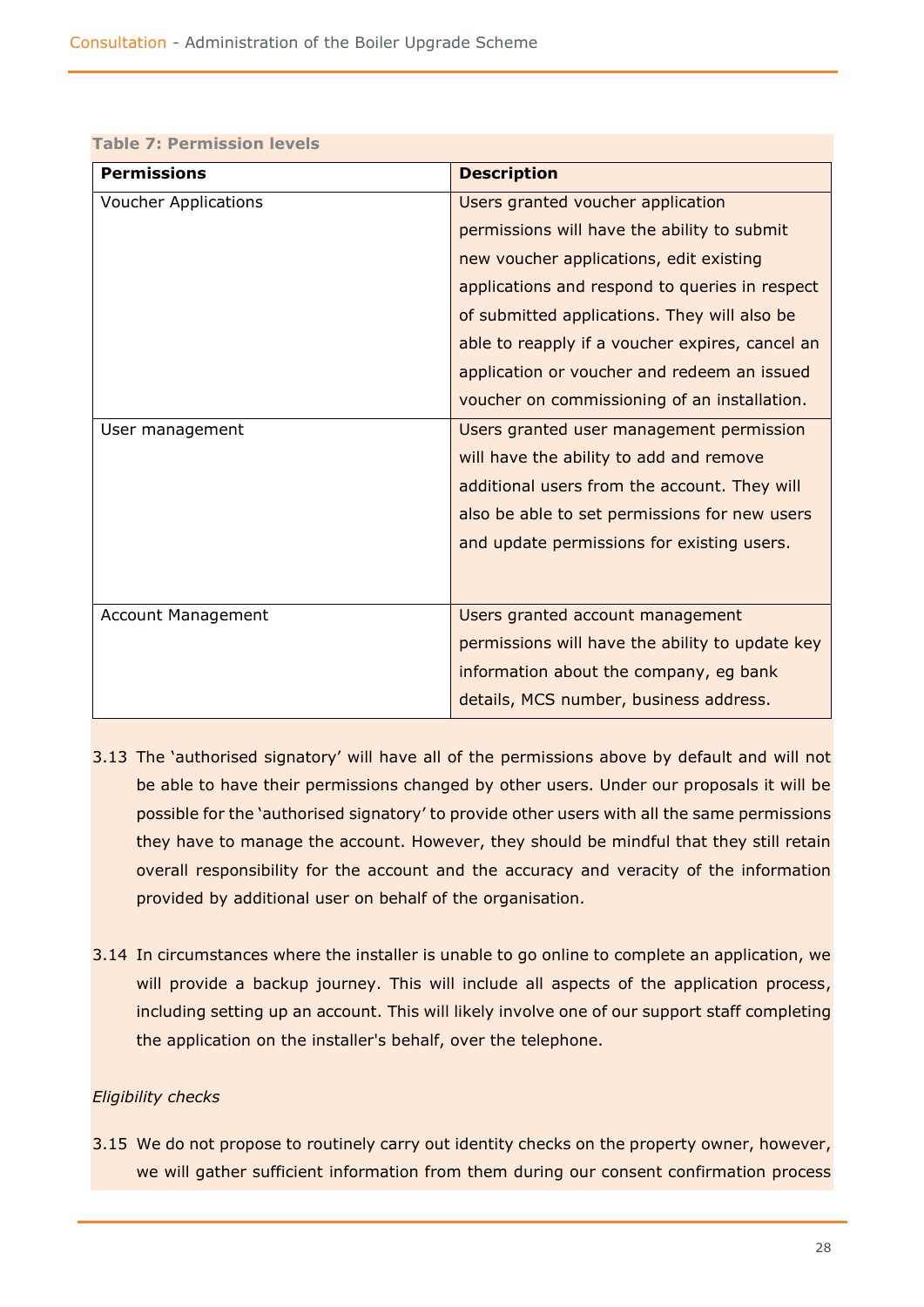**Table 7: Permission levels**

| Permissions | Description |
| --- | --- |
| Voucher Applications | Users granted voucher application permissions will have the ability to submit new voucher applications, edit existing applications and respond to queries in respect of submitted applications. They will also be able to reapply if a voucher expires, cancel an application or voucher and redeem an issued voucher on commissioning of an installation. |
| User management | Users granted user management permission will have the ability to add and remove additional users from the account. They will also be able to set permissions for new users and update permissions for existing users. |
| Account Management | Users granted account management permissions will have the ability to update key information about the company, eg bank details, MCS number, business address. |

3.13 The 'authorised signatory' will have all of the permissions above by default and will not be able to have their permissions changed by other users. Under our proposals it will be possible for the 'authorised signatory' to provide other users with all the same permissions they have to manage the account. However, they should be mindful that they still retain overall responsibility for the account and the accuracy and veracity of the information provided by additional user on behalf of the organisation.

3.14 In circumstances where the installer is unable to go online to complete an application, we will provide a backup journey. This will include all aspects of the application process, including setting up an account. This will likely involve one of our support staff completing the application on the installer's behalf, over the telephone.

*Eligibility checks*

3.15 We do not propose to routinely carry out identity checks on the property owner, however, we will gather sufficient information from them during our consent confirmation process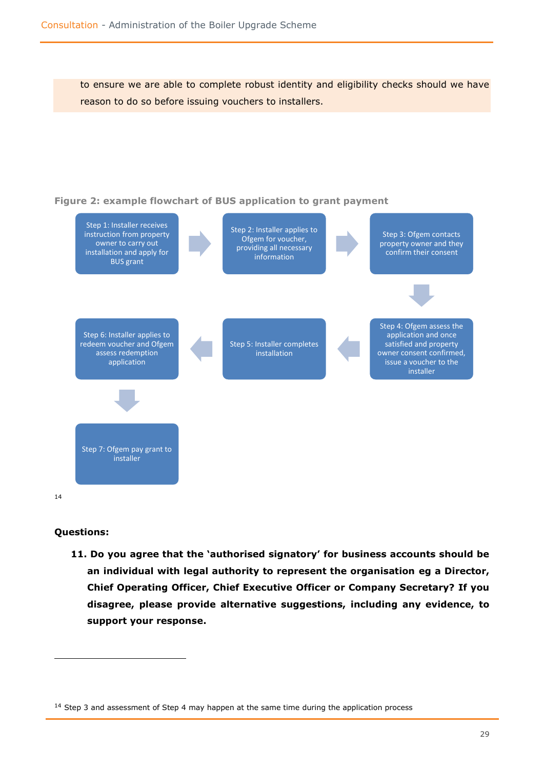to ensure we are able to complete robust identity and eligibility checks should we have reason to do so before issuing vouchers to installers.

**Figure 2: example flowchart of BUS application to grant payment**

Step 1: Installer receives instruction from property owner to carry out installation and apply for BUS grant

Step 2: Installer applies to Ofgem for voucher, providing all necessary information

Step 3: Ofgem contacts property owner and they confirm their consent

Step 4: Ofgem assess the application and once satisfied and property owner consent confirmed, issue a voucher to the installer

Step 5: Installer completes installation

Step 6: Installer applies to redeem voucher and Ofgem assess redemption application

Step 7: Ofgem pay grant to installer

[14]

**Questions:**

11. **Do you agree that the 'authorised signatory' for business accounts should be an individual with legal authority to represent the organisation eg a Director, Chief Operating Officer, Chief Executive Officer or Company Secretary? If you disagree, please provide alternative suggestions, including any evidence, to support your response.**

---

[14] Step 3 and assessment of Step 4 may happen at the same time during the application process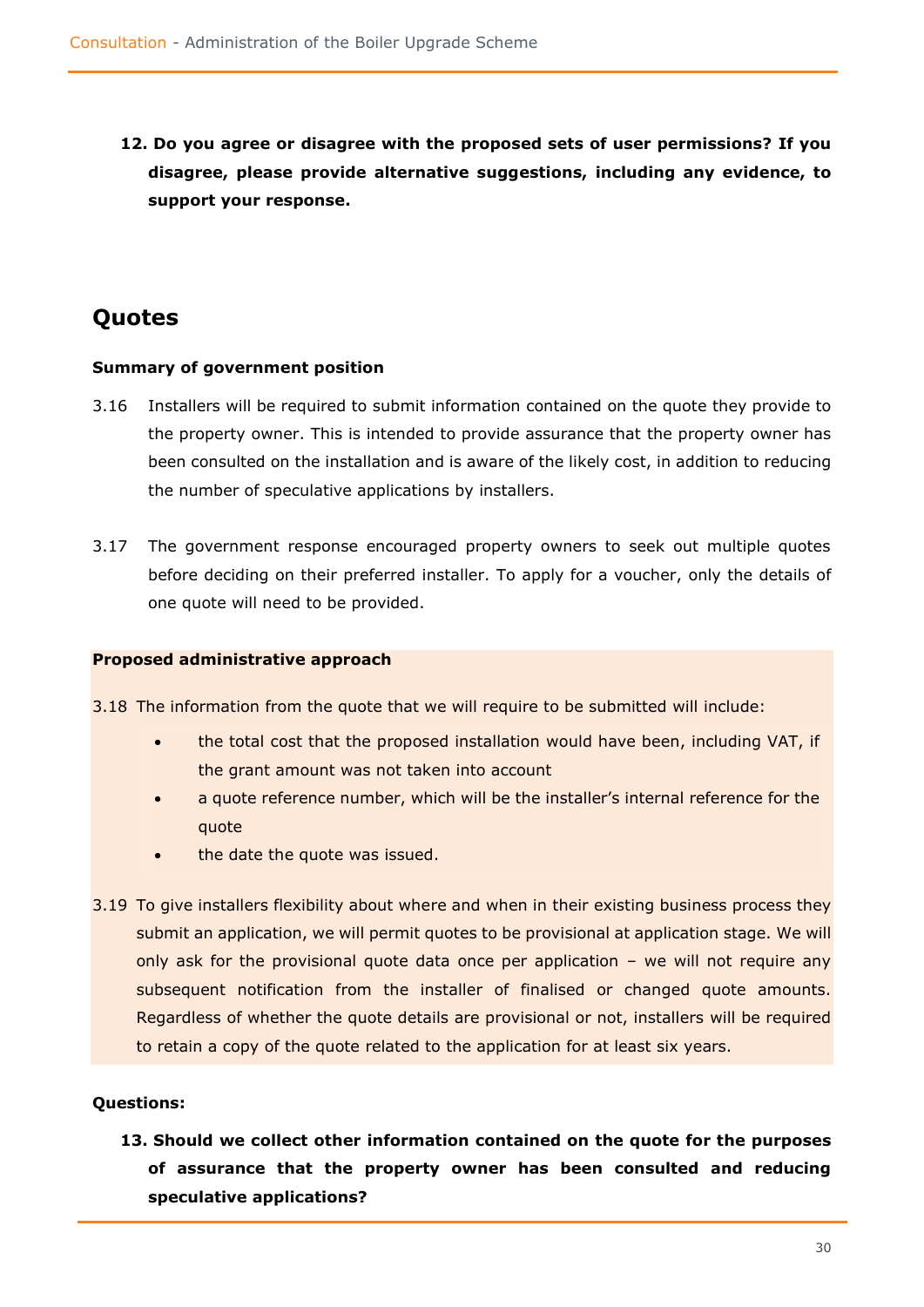**12. Do you agree or disagree with the proposed sets of user permissions? If you disagree, please provide alternative suggestions, including any evidence, to support your response.**

## Quotes

**Summary of government position**

3.16 Installers will be required to submit information contained on the quote they provide to the property owner. This is intended to provide assurance that the property owner has been consulted on the installation and is aware of the likely cost, in addition to reducing the number of speculative applications by installers.

3.17 The government response encouraged property owners to seek out multiple quotes before deciding on their preferred installer. To apply for a voucher, only the details of one quote will need to be provided.

**Proposed administrative approach**

3.18 The information from the quote that we will require to be submitted will include:

- the total cost that the proposed installation would have been, including VAT, if the grant amount was not taken into account
- a quote reference number, which will be the installer's internal reference for the quote
- the date the quote was issued.

3.19 To give installers flexibility about where and when in their existing business process they submit an application, we will permit quotes to be provisional at application stage. We will only ask for the provisional quote data once per application – we will not require any subsequent notification from the installer of finalised or changed quote amounts. Regardless of whether the quote details are provisional or not, installers will be required to retain a copy of the quote related to the application for at least six years.

**Questions:**

**13. Should we collect other information contained on the quote for the purposes of assurance that the property owner has been consulted and reducing speculative applications?**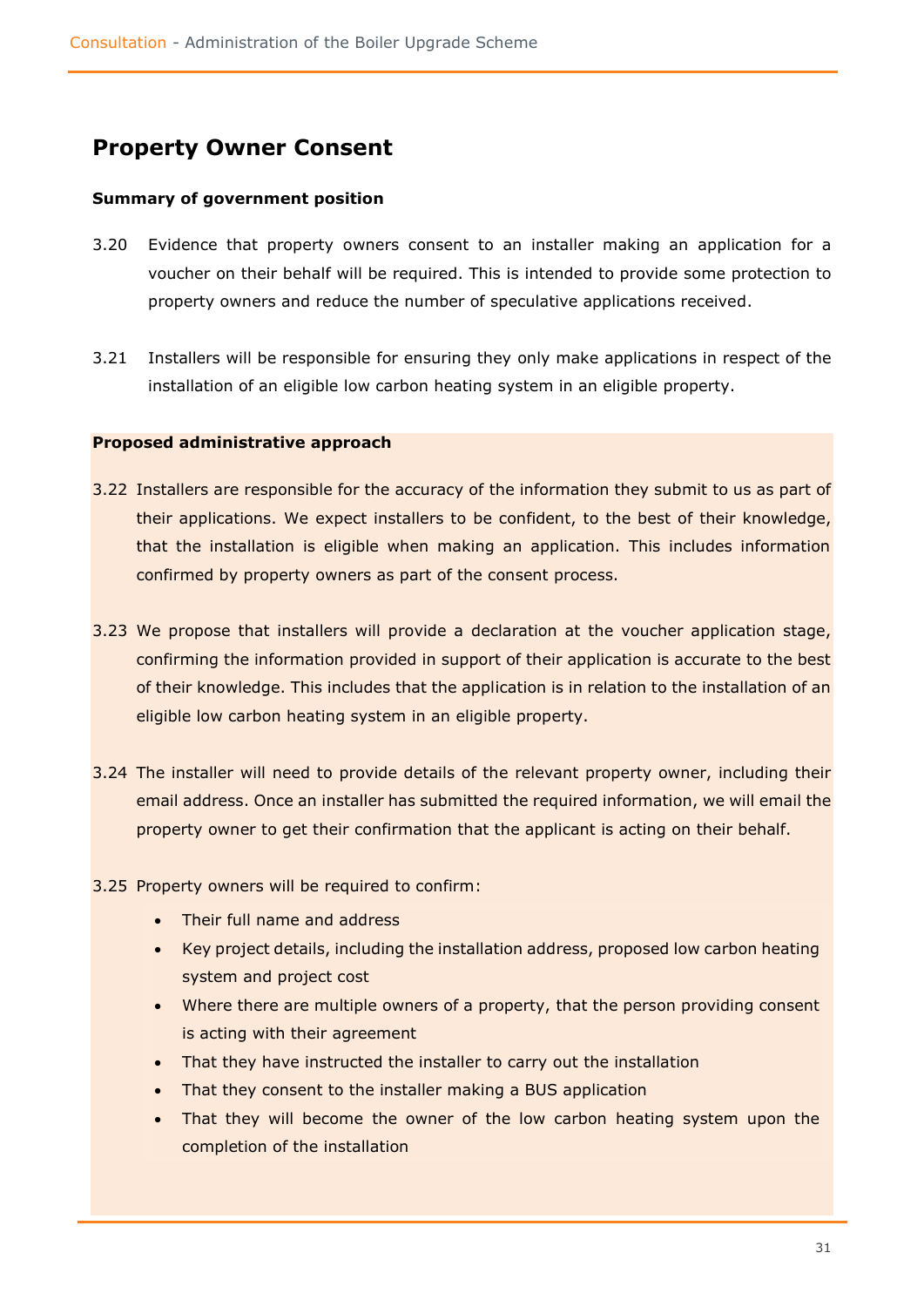## Property Owner Consent

**Summary of government position**

3.20 Evidence that property owners consent to an installer making an application for a voucher on their behalf will be required. This is intended to provide some protection to property owners and reduce the number of speculative applications received.

3.21 Installers will be responsible for ensuring they only make applications in respect of the installation of an eligible low carbon heating system in an eligible property.

**Proposed administrative approach**

3.22 Installers are responsible for the accuracy of the information they submit to us as part of their applications. We expect installers to be confident, to the best of their knowledge, that the installation is eligible when making an application. This includes information confirmed by property owners as part of the consent process.

3.23 We propose that installers will provide a declaration at the voucher application stage, confirming the information provided in support of their application is accurate to the best of their knowledge. This includes that the application is in relation to the installation of an eligible low carbon heating system in an eligible property.

3.24 The installer will need to provide details of the relevant property owner, including their email address. Once an installer has submitted the required information, we will email the property owner to get their confirmation that the applicant is acting on their behalf.

3.25 Property owners will be required to confirm:

- Their full name and address
- Key project details, including the installation address, proposed low carbon heating system and project cost
- Where there are multiple owners of a property, that the person providing consent is acting with their agreement
- That they have instructed the installer to carry out the installation
- That they consent to the installer making a BUS application
- That they will become the owner of the low carbon heating system upon the completion of the installation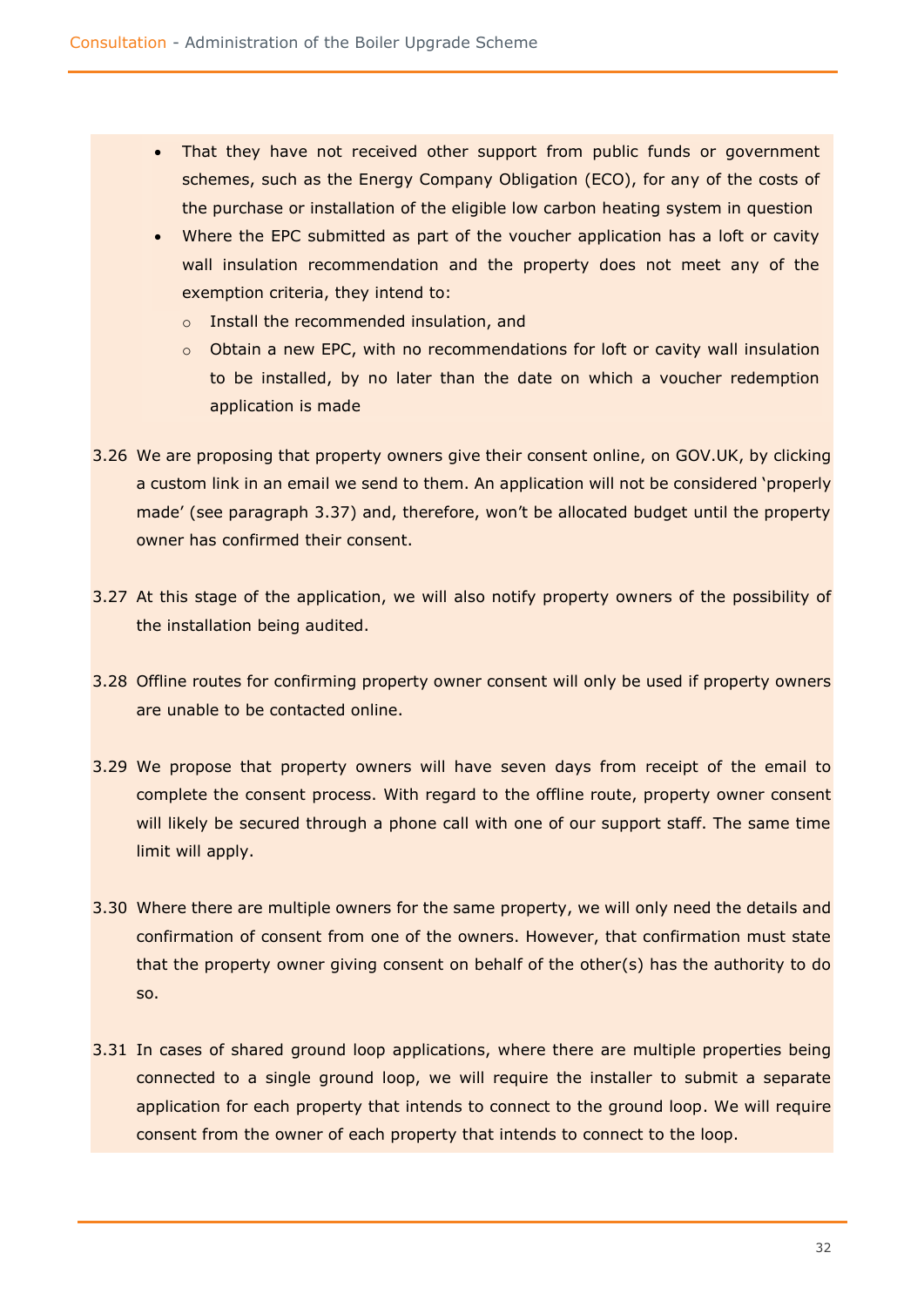- That they have not received other support from public funds or government schemes, such as the Energy Company Obligation (ECO), for any of the costs of the purchase or installation of the eligible low carbon heating system in question
- Where the EPC submitted as part of the voucher application has a loft or cavity wall insulation recommendation and the property does not meet any of the exemption criteria, they intend to:
  - Install the recommended insulation, and
  - Obtain a new EPC, with no recommendations for loft or cavity wall insulation to be installed, by no later than the date on which a voucher redemption application is made

3.26 We are proposing that property owners give their consent online, on GOV.UK, by clicking a custom link in an email we send to them. An application will not be considered 'properly made' (see paragraph 3.37) and, therefore, won't be allocated budget until the property owner has confirmed their consent.

3.27 At this stage of the application, we will also notify property owners of the possibility of the installation being audited.

3.28 Offline routes for confirming property owner consent will only be used if property owners are unable to be contacted online.

3.29 We propose that property owners will have seven days from receipt of the email to complete the consent process. With regard to the offline route, property owner consent will likely be secured through a phone call with one of our support staff. The same time limit will apply.

3.30 Where there are multiple owners for the same property, we will only need the details and confirmation of consent from one of the owners. However, that confirmation must state that the property owner giving consent on behalf of the other(s) has the authority to do so.

3.31 In cases of shared ground loop applications, where there are multiple properties being connected to a single ground loop, we will require the installer to submit a separate application for each property that intends to connect to the ground loop. We will require consent from the owner of each property that intends to connect to the loop.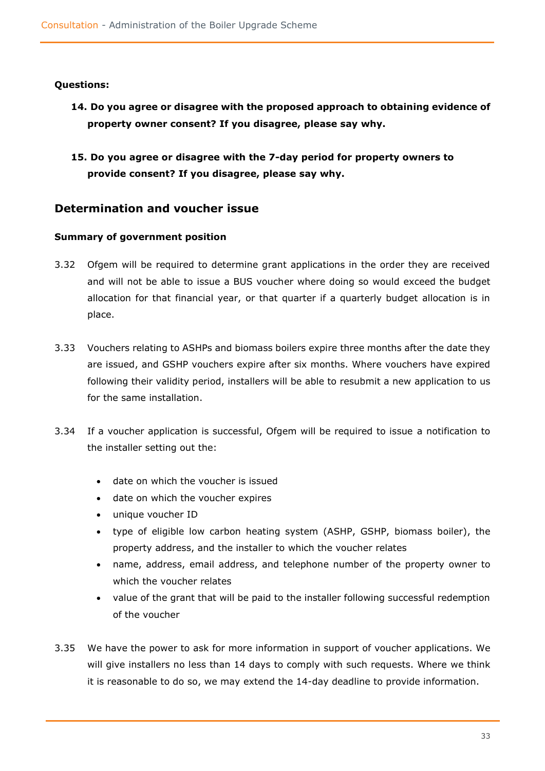**Questions:**

**14. Do you agree or disagree with the proposed approach to obtaining evidence of property owner consent? If you disagree, please say why.**

**15. Do you agree or disagree with the 7-day period for property owners to provide consent? If you disagree, please say why.**

## Determination and voucher issue

**Summary of government position**

3.32 Ofgem will be required to determine grant applications in the order they are received and will not be able to issue a BUS voucher where doing so would exceed the budget allocation for that financial year, or that quarter if a quarterly budget allocation is in place.

3.33 Vouchers relating to ASHPs and biomass boilers expire three months after the date they are issued, and GSHP vouchers expire after six months. Where vouchers have expired following their validity period, installers will be able to resubmit a new application to us for the same installation.

3.34 If a voucher application is successful, Ofgem will be required to issue a notification to the installer setting out the:

- date on which the voucher is issued
- date on which the voucher expires
- unique voucher ID
- type of eligible low carbon heating system (ASHP, GSHP, biomass boiler), the property address, and the installer to which the voucher relates
- name, address, email address, and telephone number of the property owner to which the voucher relates
- value of the grant that will be paid to the installer following successful redemption of the voucher

3.35 We have the power to ask for more information in support of voucher applications. We will give installers no less than 14 days to comply with such requests. Where we think it is reasonable to do so, we may extend the 14-day deadline to provide information.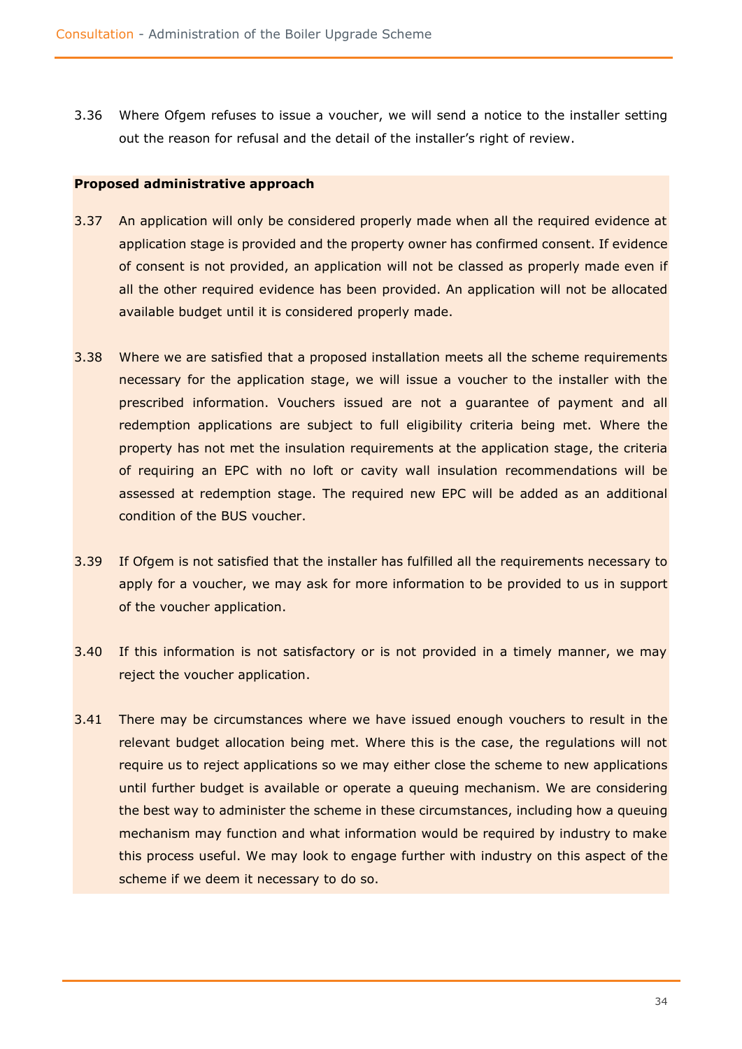3.36 Where Ofgem refuses to issue a voucher, we will send a notice to the installer setting out the reason for refusal and the detail of the installer's right of review.

**Proposed administrative approach**

3.37 An application will only be considered properly made when all the required evidence at application stage is provided and the property owner has confirmed consent. If evidence of consent is not provided, an application will not be classed as properly made even if all the other required evidence has been provided. An application will not be allocated available budget until it is considered properly made.

3.38 Where we are satisfied that a proposed installation meets all the scheme requirements necessary for the application stage, we will issue a voucher to the installer with the prescribed information. Vouchers issued are not a guarantee of payment and all redemption applications are subject to full eligibility criteria being met. Where the property has not met the insulation requirements at the application stage, the criteria of requiring an EPC with no loft or cavity wall insulation recommendations will be assessed at redemption stage. The required new EPC will be added as an additional condition of the BUS voucher.

3.39 If Ofgem is not satisfied that the installer has fulfilled all the requirements necessary to apply for a voucher, we may ask for more information to be provided to us in support of the voucher application.

3.40 If this information is not satisfactory or is not provided in a timely manner, we may reject the voucher application.

3.41 There may be circumstances where we have issued enough vouchers to result in the relevant budget allocation being met. Where this is the case, the regulations will not require us to reject applications so we may either close the scheme to new applications until further budget is available or operate a queuing mechanism. We are considering the best way to administer the scheme in these circumstances, including how a queuing mechanism may function and what information would be required by industry to make this process useful. We may look to engage further with industry on this aspect of the scheme if we deem it necessary to do so.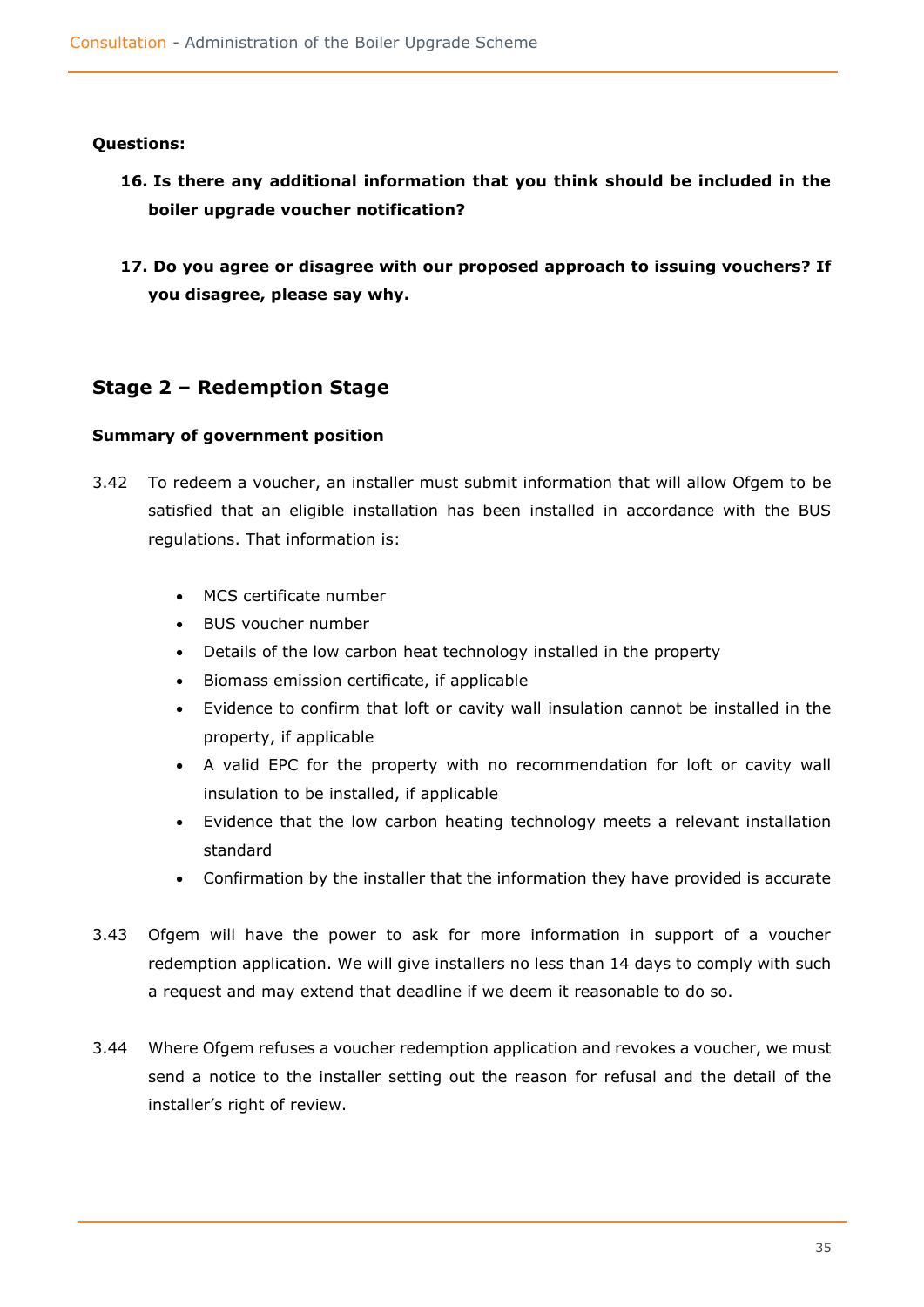**Questions:**

16. **Is there any additional information that you think should be included in the boiler upgrade voucher notification?**

17. **Do you agree or disagree with our proposed approach to issuing vouchers? If you disagree, please say why.**

## Stage 2 – Redemption Stage

**Summary of government position**

3.42 To redeem a voucher, an installer must submit information that will allow Ofgem to be satisfied that an eligible installation has been installed in accordance with the BUS regulations. That information is:

- MCS certificate number
- BUS voucher number
- Details of the low carbon heat technology installed in the property
- Biomass emission certificate, if applicable
- Evidence to confirm that loft or cavity wall insulation cannot be installed in the property, if applicable
- A valid EPC for the property with no recommendation for loft or cavity wall insulation to be installed, if applicable
- Evidence that the low carbon heating technology meets a relevant installation standard
- Confirmation by the installer that the information they have provided is accurate

3.43 Ofgem will have the power to ask for more information in support of a voucher redemption application. We will give installers no less than 14 days to comply with such a request and may extend that deadline if we deem it reasonable to do so.

3.44 Where Ofgem refuses a voucher redemption application and revokes a voucher, we must send a notice to the installer setting out the reason for refusal and the detail of the installer's right of review.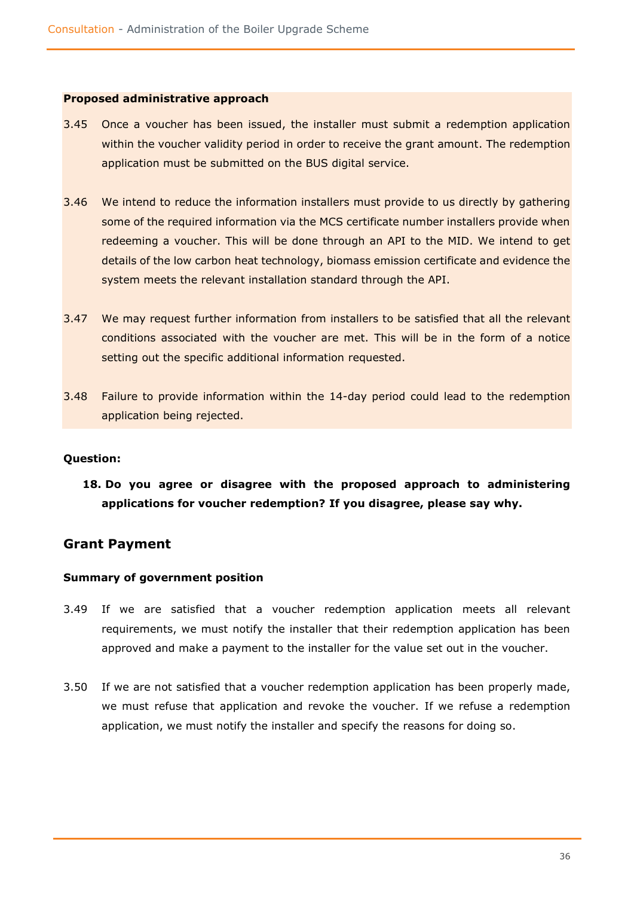**Proposed administrative approach**

3.45 Once a voucher has been issued, the installer must submit a redemption application within the voucher validity period in order to receive the grant amount. The redemption application must be submitted on the BUS digital service.

3.46 We intend to reduce the information installers must provide to us directly by gathering some of the required information via the MCS certificate number installers provide when redeeming a voucher. This will be done through an API to the MID. We intend to get details of the low carbon heat technology, biomass emission certificate and evidence the system meets the relevant installation standard through the API.

3.47 We may request further information from installers to be satisfied that all the relevant conditions associated with the voucher are met. This will be in the form of a notice setting out the specific additional information requested.

3.48 Failure to provide information within the 14-day period could lead to the redemption application being rejected.

**Question:**

**18. Do you agree or disagree with the proposed approach to administering applications for voucher redemption? If you disagree, please say why.**

## Grant Payment

**Summary of government position**

3.49 If we are satisfied that a voucher redemption application meets all relevant requirements, we must notify the installer that their redemption application has been approved and make a payment to the installer for the value set out in the voucher.

3.50 If we are not satisfied that a voucher redemption application has been properly made, we must refuse that application and revoke the voucher. If we refuse a redemption application, we must notify the installer and specify the reasons for doing so.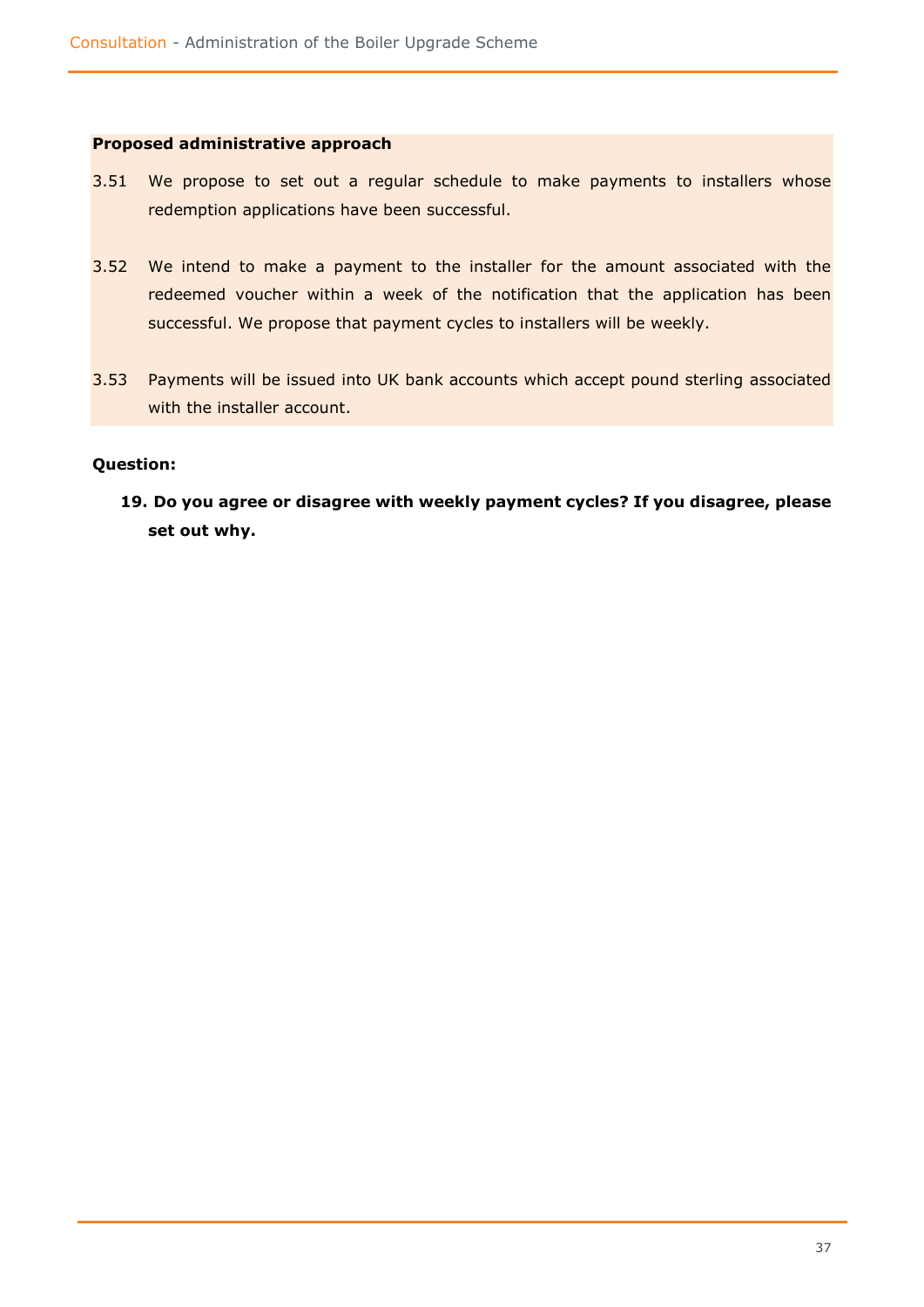**Proposed administrative approach**

3.51 We propose to set out a regular schedule to make payments to installers whose redemption applications have been successful.

3.52 We intend to make a payment to the installer for the amount associated with the redeemed voucher within a week of the notification that the application has been successful. We propose that payment cycles to installers will be weekly.

3.53 Payments will be issued into UK bank accounts which accept pound sterling associated with the installer account.

**Question:**

**19. Do you agree or disagree with weekly payment cycles? If you disagree, please set out why.**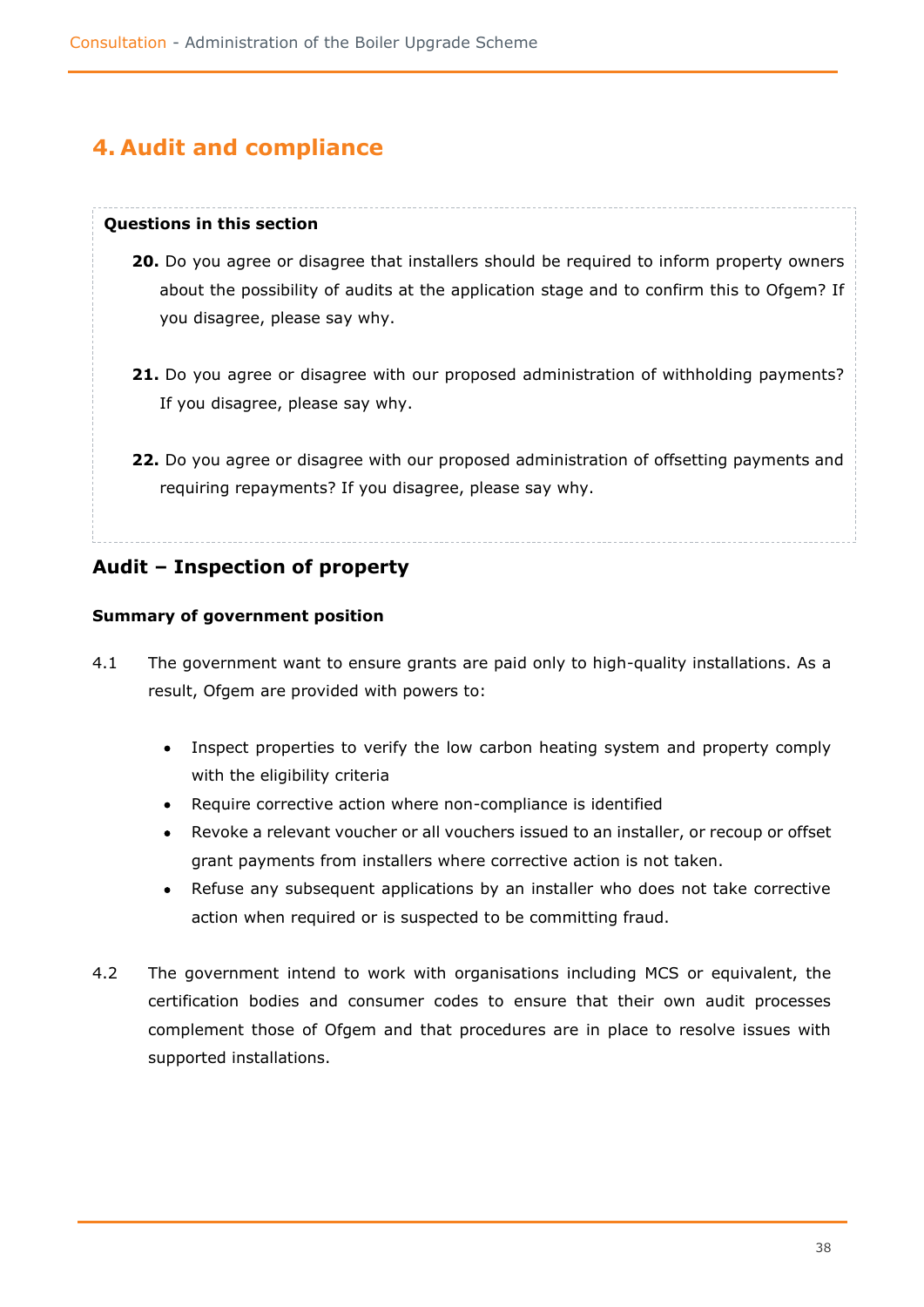# 4. Audit and compliance

**Questions in this section**

**20.** Do you agree or disagree that installers should be required to inform property owners about the possibility of audits at the application stage and to confirm this to Ofgem? If you disagree, please say why.

**21.** Do you agree or disagree with our proposed administration of withholding payments? If you disagree, please say why.

**22.** Do you agree or disagree with our proposed administration of offsetting payments and requiring repayments? If you disagree, please say why.

## Audit – Inspection of property

### Summary of government position

4.1 The government want to ensure grants are paid only to high-quality installations. As a result, Ofgem are provided with powers to:

- Inspect properties to verify the low carbon heating system and property comply with the eligibility criteria
- Require corrective action where non-compliance is identified
- Revoke a relevant voucher or all vouchers issued to an installer, or recoup or offset grant payments from installers where corrective action is not taken.
- Refuse any subsequent applications by an installer who does not take corrective action when required or is suspected to be committing fraud.

4.2 The government intend to work with organisations including MCS or equivalent, the certification bodies and consumer codes to ensure that their own audit processes complement those of Ofgem and that procedures are in place to resolve issues with supported installations.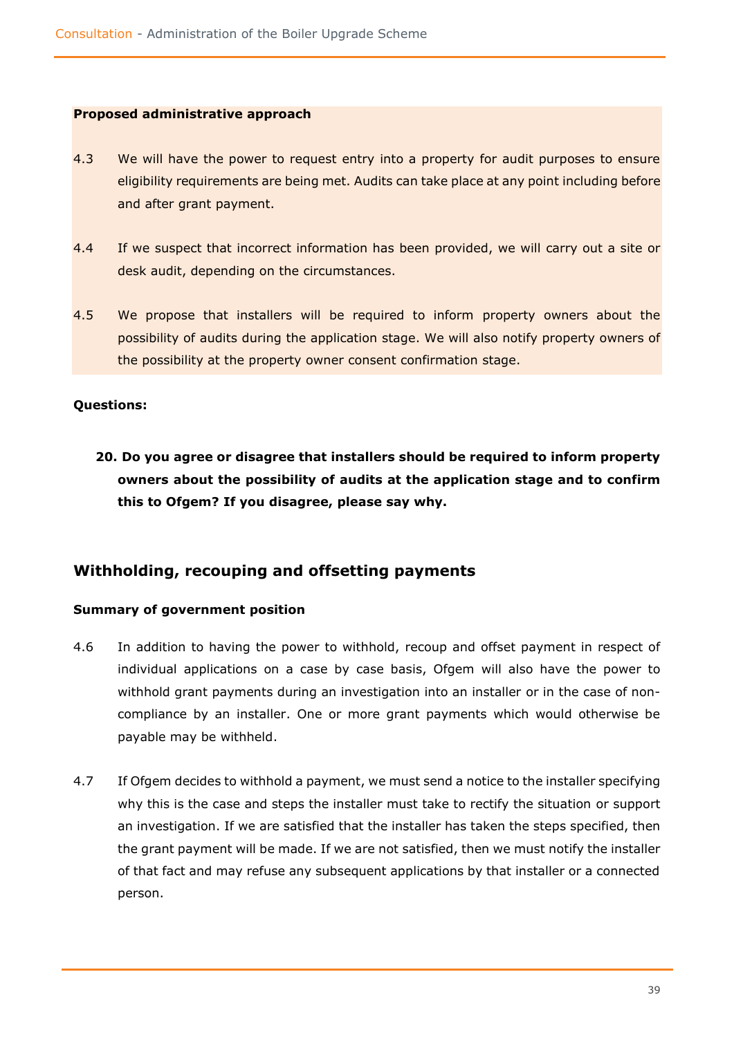**Proposed administrative approach**

4.3 We will have the power to request entry into a property for audit purposes to ensure eligibility requirements are being met. Audits can take place at any point including before and after grant payment.

4.4 If we suspect that incorrect information has been provided, we will carry out a site or desk audit, depending on the circumstances.

4.5 We propose that installers will be required to inform property owners about the possibility of audits during the application stage. We will also notify property owners of the possibility at the property owner consent confirmation stage.

**Questions:**

**20. Do you agree or disagree that installers should be required to inform property owners about the possibility of audits at the application stage and to confirm this to Ofgem? If you disagree, please say why.**

## Withholding, recouping and offsetting payments

**Summary of government position**

4.6 In addition to having the power to withhold, recoup and offset payment in respect of individual applications on a case by case basis, Ofgem will also have the power to withhold grant payments during an investigation into an installer or in the case of non-compliance by an installer. One or more grant payments which would otherwise be payable may be withheld.

4.7 If Ofgem decides to withhold a payment, we must send a notice to the installer specifying why this is the case and steps the installer must take to rectify the situation or support an investigation. If we are satisfied that the installer has taken the steps specified, then the grant payment will be made. If we are not satisfied, then we must notify the installer of that fact and may refuse any subsequent applications by that installer or a connected person.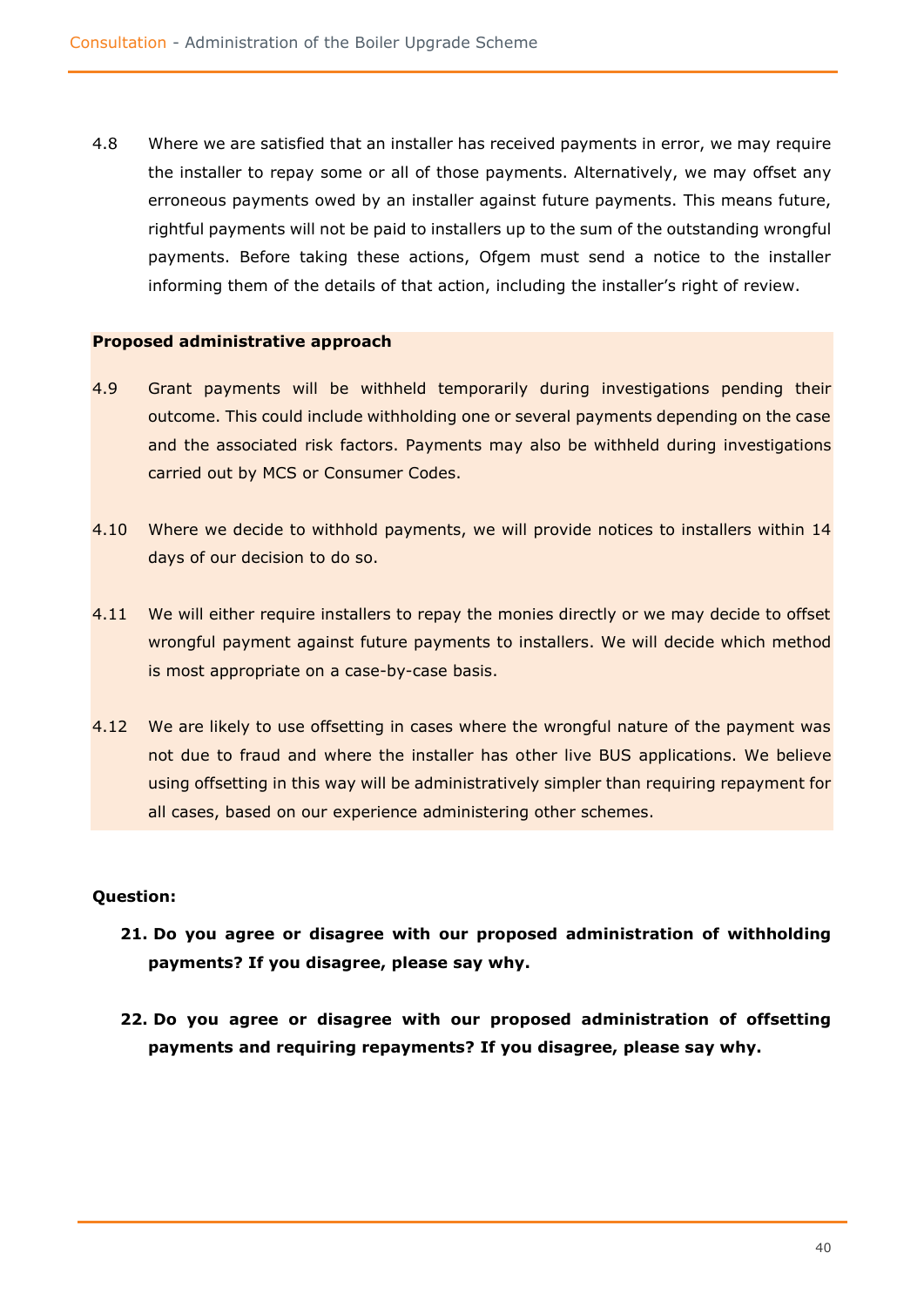4.8 Where we are satisfied that an installer has received payments in error, we may require the installer to repay some or all of those payments. Alternatively, we may offset any erroneous payments owed by an installer against future payments. This means future, rightful payments will not be paid to installers up to the sum of the outstanding wrongful payments. Before taking these actions, Ofgem must send a notice to the installer informing them of the details of that action, including the installer's right of review.

**Proposed administrative approach**

4.9 Grant payments will be withheld temporarily during investigations pending their outcome. This could include withholding one or several payments depending on the case and the associated risk factors. Payments may also be withheld during investigations carried out by MCS or Consumer Codes.

4.10 Where we decide to withhold payments, we will provide notices to installers within 14 days of our decision to do so.

4.11 We will either require installers to repay the monies directly or we may decide to offset wrongful payment against future payments to installers. We will decide which method is most appropriate on a case-by-case basis.

4.12 We are likely to use offsetting in cases where the wrongful nature of the payment was not due to fraud and where the installer has other live BUS applications. We believe using offsetting in this way will be administratively simpler than requiring repayment for all cases, based on our experience administering other schemes.

**Question:**

21. **Do you agree or disagree with our proposed administration of withholding payments? If you disagree, please say why.**

22. **Do you agree or disagree with our proposed administration of offsetting payments and requiring repayments? If you disagree, please say why.**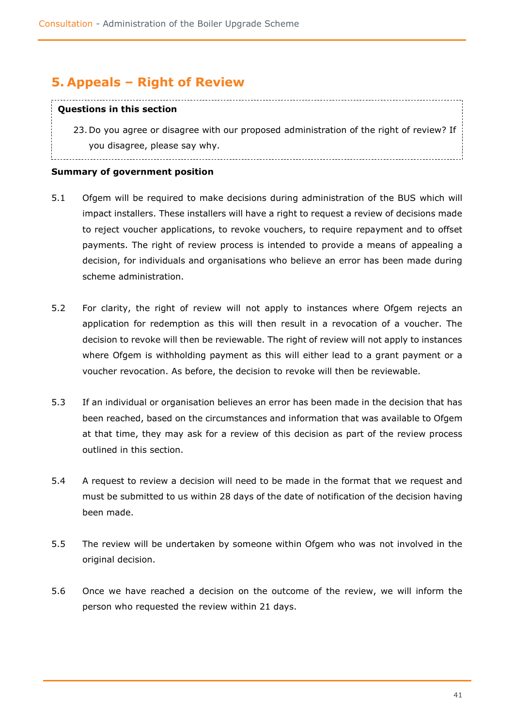# 5. Appeals – Right of Review

**Questions in this section**

23. Do you agree or disagree with our proposed administration of the right of review? If you disagree, please say why.

**Summary of government position**

5.1 Ofgem will be required to make decisions during administration of the BUS which will impact installers. These installers will have a right to request a review of decisions made to reject voucher applications, to revoke vouchers, to require repayment and to offset payments. The right of review process is intended to provide a means of appealing a decision, for individuals and organisations who believe an error has been made during scheme administration.

5.2 For clarity, the right of review will not apply to instances where Ofgem rejects an application for redemption as this will then result in a revocation of a voucher. The decision to revoke will then be reviewable. The right of review will not apply to instances where Ofgem is withholding payment as this will either lead to a grant payment or a voucher revocation. As before, the decision to revoke will then be reviewable.

5.3 If an individual or organisation believes an error has been made in the decision that has been reached, based on the circumstances and information that was available to Ofgem at that time, they may ask for a review of this decision as part of the review process outlined in this section.

5.4 A request to review a decision will need to be made in the format that we request and must be submitted to us within 28 days of the date of notification of the decision having been made.

5.5 The review will be undertaken by someone within Ofgem who was not involved in the original decision.

5.6 Once we have reached a decision on the outcome of the review, we will inform the person who requested the review within 21 days.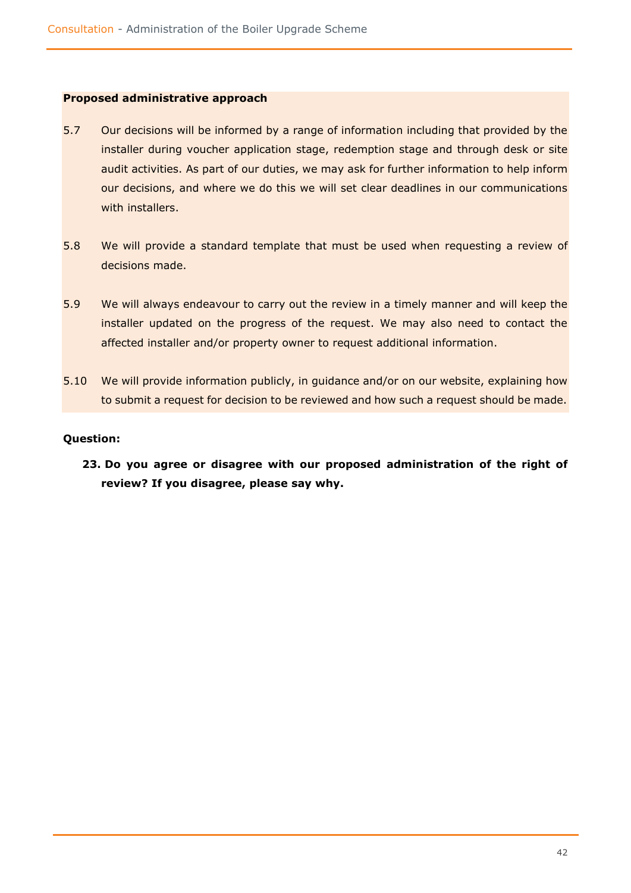**Proposed administrative approach**

5.7 Our decisions will be informed by a range of information including that provided by the installer during voucher application stage, redemption stage and through desk or site audit activities. As part of our duties, we may ask for further information to help inform our decisions, and where we do this we will set clear deadlines in our communications with installers.

5.8 We will provide a standard template that must be used when requesting a review of decisions made.

5.9 We will always endeavour to carry out the review in a timely manner and will keep the installer updated on the progress of the request. We may also need to contact the affected installer and/or property owner to request additional information.

5.10 We will provide information publicly, in guidance and/or on our website, explaining how to submit a request for decision to be reviewed and how such a request should be made.

**Question:**

23. **Do you agree or disagree with our proposed administration of the right of review? If you disagree, please say why.**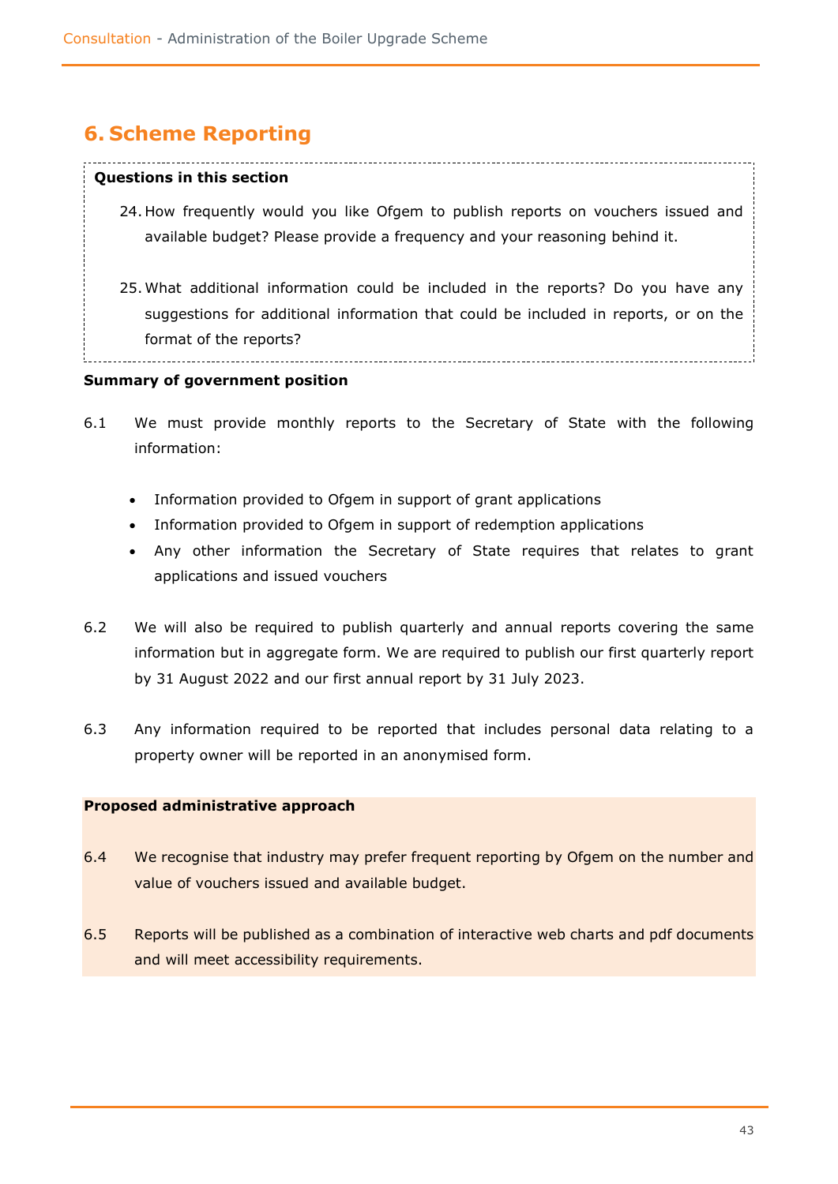## 6. Scheme Reporting

**Questions in this section**

24. How frequently would you like Ofgem to publish reports on vouchers issued and available budget? Please provide a frequency and your reasoning behind it.

25. What additional information could be included in the reports? Do you have any suggestions for additional information that could be included in reports, or on the format of the reports?

**Summary of government position**

6.1 We must provide monthly reports to the Secretary of State with the following information:

- Information provided to Ofgem in support of grant applications
- Information provided to Ofgem in support of redemption applications
- Any other information the Secretary of State requires that relates to grant applications and issued vouchers

6.2 We will also be required to publish quarterly and annual reports covering the same information but in aggregate form. We are required to publish our first quarterly report by 31 August 2022 and our first annual report by 31 July 2023.

6.3 Any information required to be reported that includes personal data relating to a property owner will be reported in an anonymised form.

**Proposed administrative approach**

6.4 We recognise that industry may prefer frequent reporting by Ofgem on the number and value of vouchers issued and available budget.

6.5 Reports will be published as a combination of interactive web charts and pdf documents and will meet accessibility requirements.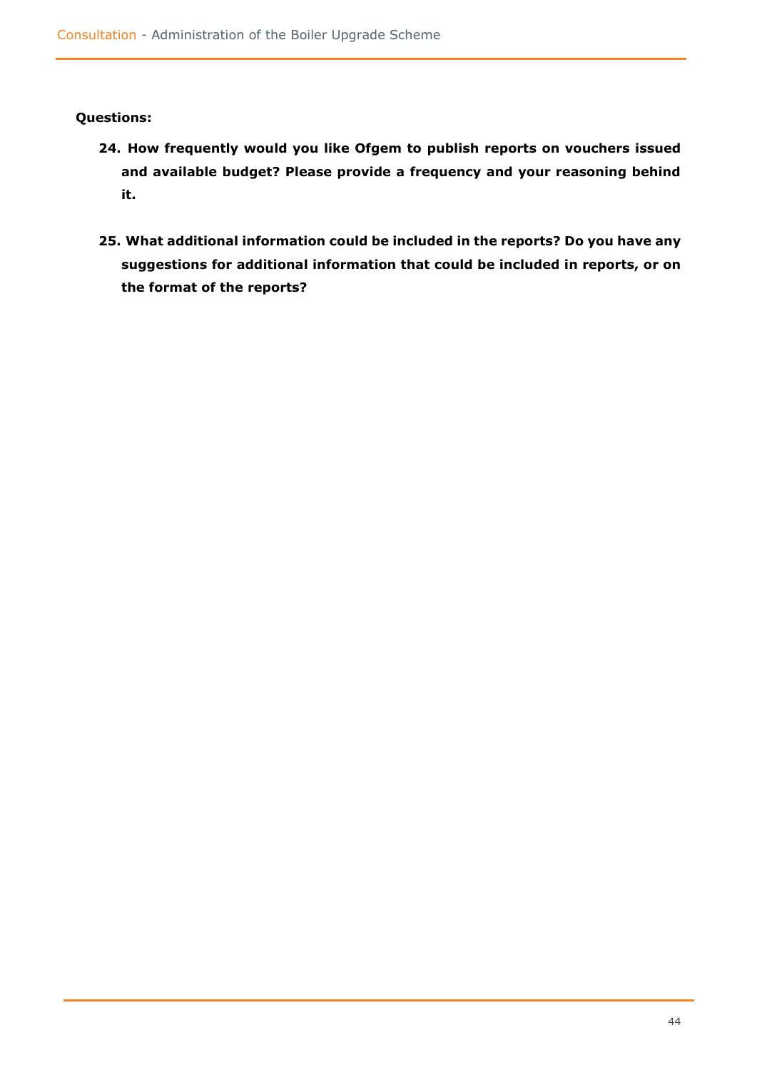**Questions:**

24. **How frequently would you like Ofgem to publish reports on vouchers issued and available budget? Please provide a frequency and your reasoning behind it.**

25. **What additional information could be included in the reports? Do you have any suggestions for additional information that could be included in reports, or on the format of the reports?**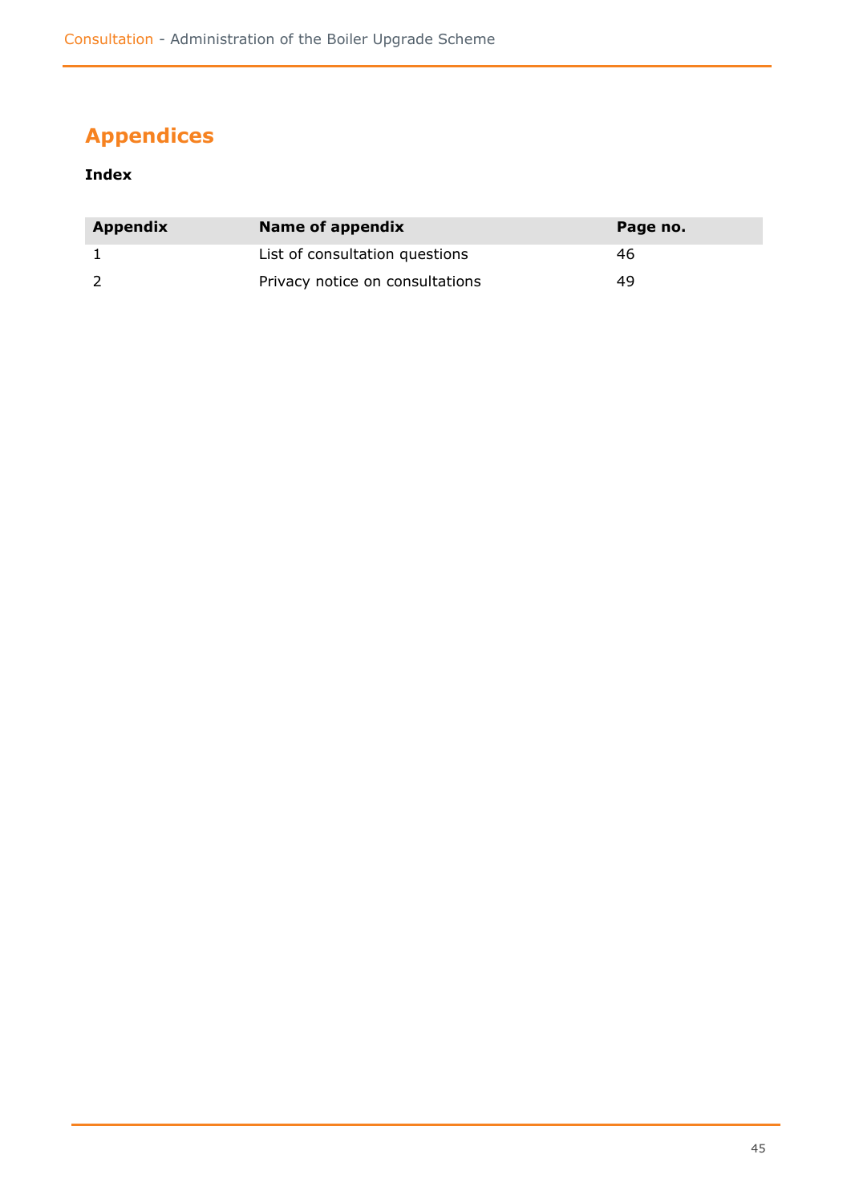# Appendices

**Index**

| Appendix | Name of appendix | Page no. |
|---|---|---|
| 1 | List of consultation questions | 46 |
| 2 | Privacy notice on consultations | 49 |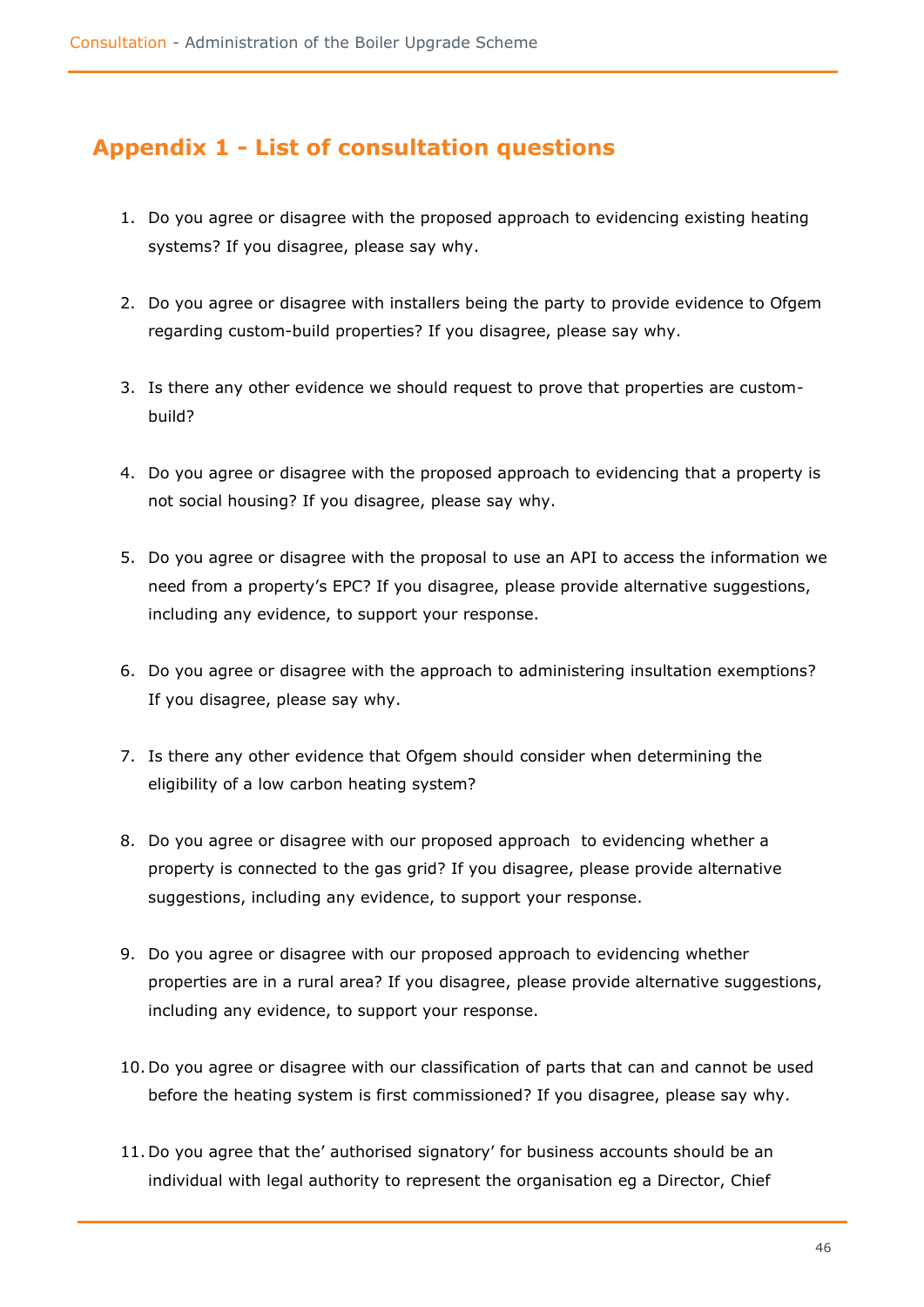## Appendix 1 - List of consultation questions

1. Do you agree or disagree with the proposed approach to evidencing existing heating systems? If you disagree, please say why.

2. Do you agree or disagree with installers being the party to provide evidence to Ofgem regarding custom-build properties? If you disagree, please say why.

3. Is there any other evidence we should request to prove that properties are custom-build?

4. Do you agree or disagree with the proposed approach to evidencing that a property is not social housing? If you disagree, please say why.

5. Do you agree or disagree with the proposal to use an API to access the information we need from a property's EPC? If you disagree, please provide alternative suggestions, including any evidence, to support your response.

6. Do you agree or disagree with the approach to administering insultation exemptions? If you disagree, please say why.

7. Is there any other evidence that Ofgem should consider when determining the eligibility of a low carbon heating system?

8. Do you agree or disagree with our proposed approach to evidencing whether a property is connected to the gas grid? If you disagree, please provide alternative suggestions, including any evidence, to support your response.

9. Do you agree or disagree with our proposed approach to evidencing whether properties are in a rural area? If you disagree, please provide alternative suggestions, including any evidence, to support your response.

10. Do you agree or disagree with our classification of parts that can and cannot be used before the heating system is first commissioned? If you disagree, please say why.

11. Do you agree that the' authorised signatory' for business accounts should be an individual with legal authority to represent the organisation eg a Director, Chief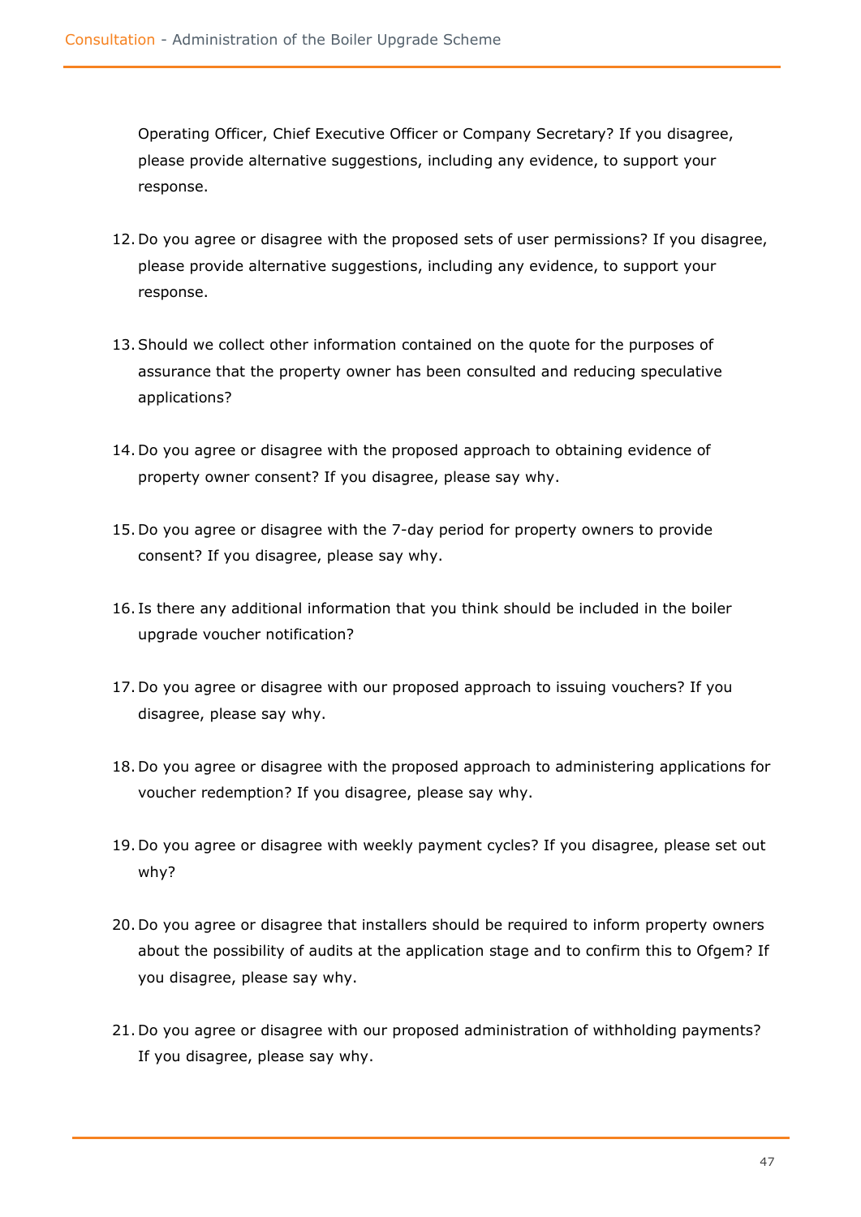Operating Officer, Chief Executive Officer or Company Secretary? If you disagree, please provide alternative suggestions, including any evidence, to support your response.

12. Do you agree or disagree with the proposed sets of user permissions? If you disagree, please provide alternative suggestions, including any evidence, to support your response.

13. Should we collect other information contained on the quote for the purposes of assurance that the property owner has been consulted and reducing speculative applications?

14. Do you agree or disagree with the proposed approach to obtaining evidence of property owner consent? If you disagree, please say why.

15. Do you agree or disagree with the 7-day period for property owners to provide consent? If you disagree, please say why.

16. Is there any additional information that you think should be included in the boiler upgrade voucher notification?

17. Do you agree or disagree with our proposed approach to issuing vouchers? If you disagree, please say why.

18. Do you agree or disagree with the proposed approach to administering applications for voucher redemption? If you disagree, please say why.

19. Do you agree or disagree with weekly payment cycles? If you disagree, please set out why?

20. Do you agree or disagree that installers should be required to inform property owners about the possibility of audits at the application stage and to confirm this to Ofgem? If you disagree, please say why.

21. Do you agree or disagree with our proposed administration of withholding payments? If you disagree, please say why.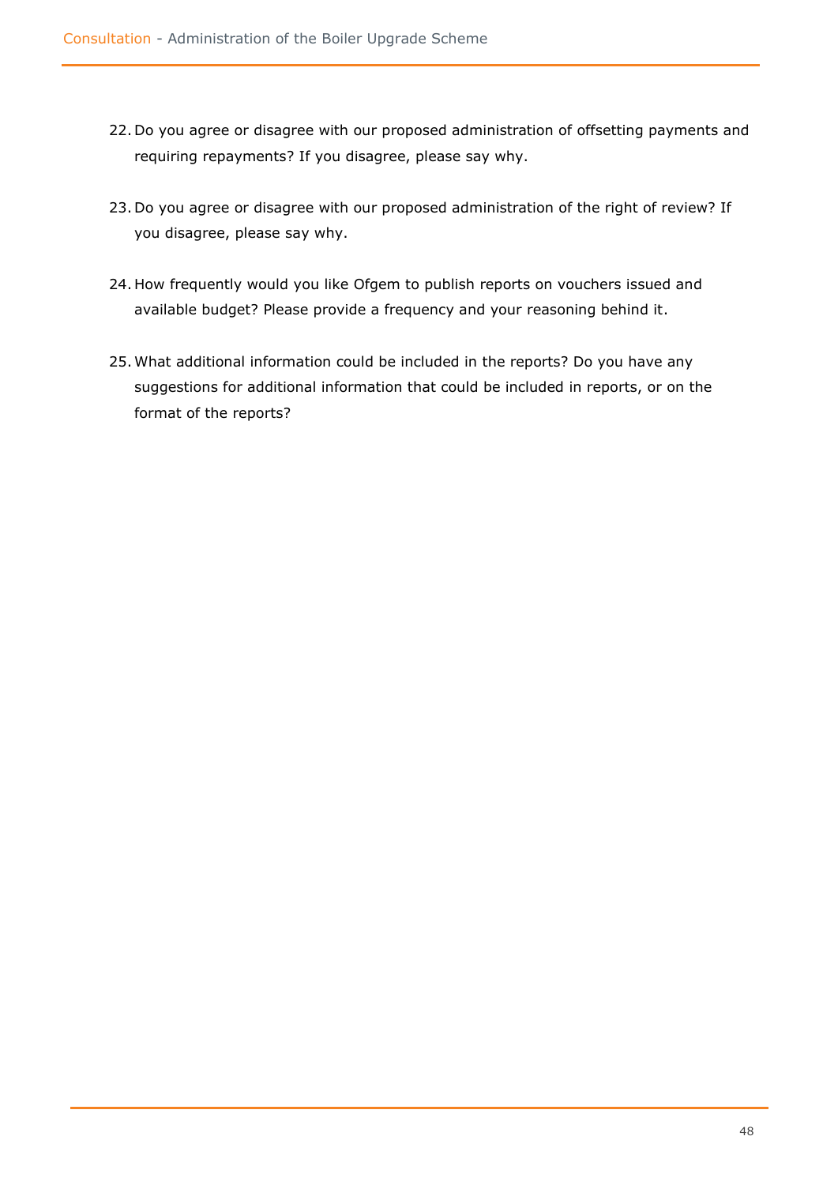22. Do you agree or disagree with our proposed administration of offsetting payments and requiring repayments? If you disagree, please say why.

23. Do you agree or disagree with our proposed administration of the right of review? If you disagree, please say why.

24. How frequently would you like Ofgem to publish reports on vouchers issued and available budget? Please provide a frequency and your reasoning behind it.

25. What additional information could be included in the reports? Do you have any suggestions for additional information that could be included in reports, or on the format of the reports?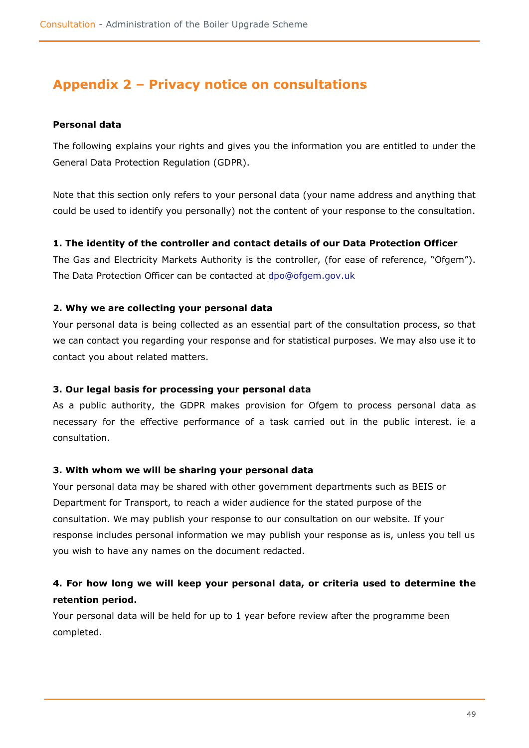## Appendix 2 – Privacy notice on consultations

**Personal data**

The following explains your rights and gives you the information you are entitled to under the General Data Protection Regulation (GDPR).

Note that this section only refers to your personal data (your name address and anything that could be used to identify you personally) not the content of your response to the consultation.

**1. The identity of the controller and contact details of our Data Protection Officer**

The Gas and Electricity Markets Authority is the controller, (for ease of reference, "Ofgem"). The Data Protection Officer can be contacted at dpo@ofgem.gov.uk

**2. Why we are collecting your personal data**

Your personal data is being collected as an essential part of the consultation process, so that we can contact you regarding your response and for statistical purposes. We may also use it to contact you about related matters.

**3. Our legal basis for processing your personal data**

As a public authority, the GDPR makes provision for Ofgem to process personal data as necessary for the effective performance of a task carried out in the public interest. ie a consultation.

**3. With whom we will be sharing your personal data**

Your personal data may be shared with other government departments such as BEIS or Department for Transport, to reach a wider audience for the stated purpose of the consultation. We may publish your response to our consultation on our website. If your response includes personal information we may publish your response as is, unless you tell us you wish to have any names on the document redacted.

**4. For how long we will keep your personal data, or criteria used to determine the retention period.**

Your personal data will be held for up to 1 year before review after the programme been completed.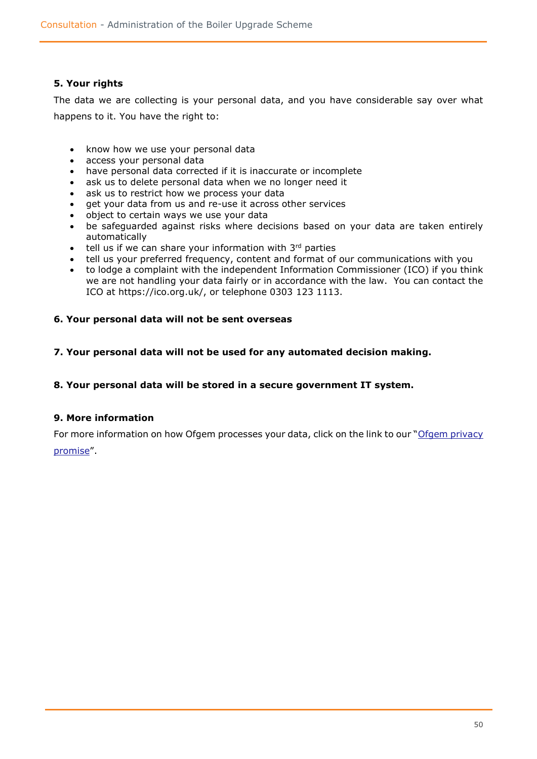**5. Your rights**

The data we are collecting is your personal data, and you have considerable say over what happens to it. You have the right to:

- know how we use your personal data
- access your personal data
- have personal data corrected if it is inaccurate or incomplete
- ask us to delete personal data when we no longer need it
- ask us to restrict how we process your data
- get your data from us and re-use it across other services
- object to certain ways we use your data
- be safeguarded against risks where decisions based on your data are taken entirely automatically
- tell us if we can share your information with 3rd parties
- tell us your preferred frequency, content and format of our communications with you
- to lodge a complaint with the independent Information Commissioner (ICO) if you think we are not handling your data fairly or in accordance with the law. You can contact the ICO at https://ico.org.uk/, or telephone 0303 123 1113.

**6. Your personal data will not be sent overseas**

**7. Your personal data will not be used for any automated decision making.**

**8. Your personal data will be stored in a secure government IT system.**

**9. More information**

For more information on how Ofgem processes your data, click on the link to our "Ofgem privacy promise".